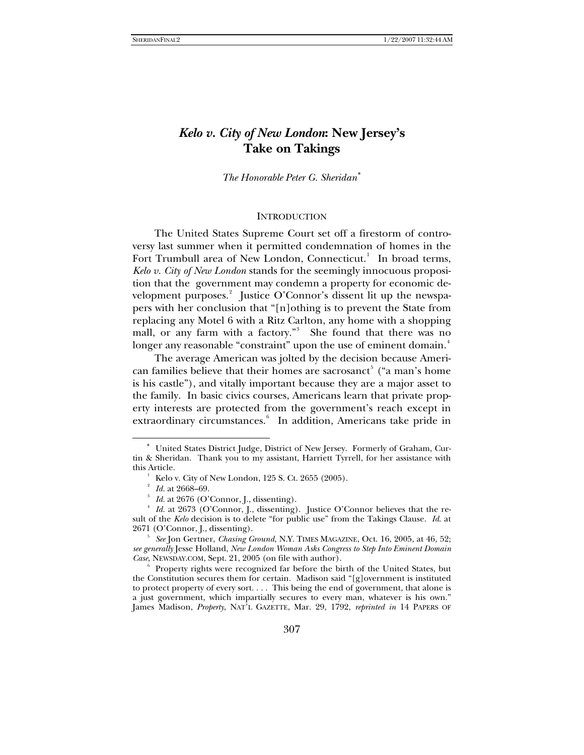# *Kelo v. City of New London*: New Jersey's Take on Takings

*The Honorable Peter G. Sheridan*[*]

## INTRODUCTION

The United States Supreme Court set off a firestorm of controversy last summer when it permitted condemnation of homes in the Fort Trumbull area of New London, Connecticut.[1] In broad terms, *Kelo v. City of New London* stands for the seemingly innocuous proposition that the government may condemn a property for economic development purposes.[2] Justice O'Connor's dissent lit up the newspapers with her conclusion that "[n]othing is to prevent the State from replacing any Motel 6 with a Ritz Carlton, any home with a shopping mall, or any farm with a factory."[3] She found that there was no longer any reasonable "constraint" upon the use of eminent domain.[4]

The average American was jolted by the decision because American families believe that their homes are sacrosanct[5] ("a man's home is his castle"), and vitally important because they are a major asset to the family. In basic civics courses, Americans learn that private property interests are protected from the government's reach except in extraordinary circumstances.[6] In addition, Americans take pride in

---

[*] United States District Judge, District of New Jersey. Formerly of Graham, Curtin & Sheridan. Thank you to my assistant, Harriett Tyrrell, for her assistance with this Article.

[1] Kelo v. City of New London, 125 S. Ct. 2655 (2005).

[2] *Id.* at 2668–69.

[3] *Id.* at 2676 (O'Connor, J., dissenting).

[4] *Id.* at 2673 (O'Connor, J., dissenting). Justice O'Connor believes that the result of the *Kelo* decision is to delete "for public use" from the Takings Clause. *Id*. at 2671 (O'Connor, J., dissenting).

[5] *See* Jon Gertner, *Chasing Ground*, N.Y. TIMES MAGAZINE, Oct. 16, 2005, at 46, 52; *see generally* Jesse Holland, *New London Woman Asks Congress to Step Into Eminent Domain Case*, NEWSDAY.COM, Sept. 21, 2005 (on file with author).

[6] Property rights were recognized far before the birth of the United States, but the Constitution secures them for certain. Madison said "[g]overnment is instituted to protect property of every sort. . . . This being the end of government, that alone is a just government, which impartially secures to every man, whatever is his own." James Madison, *Property*, NAT'L GAZETTE, Mar. 29, 1792, *reprinted in* 14 PAPERS OF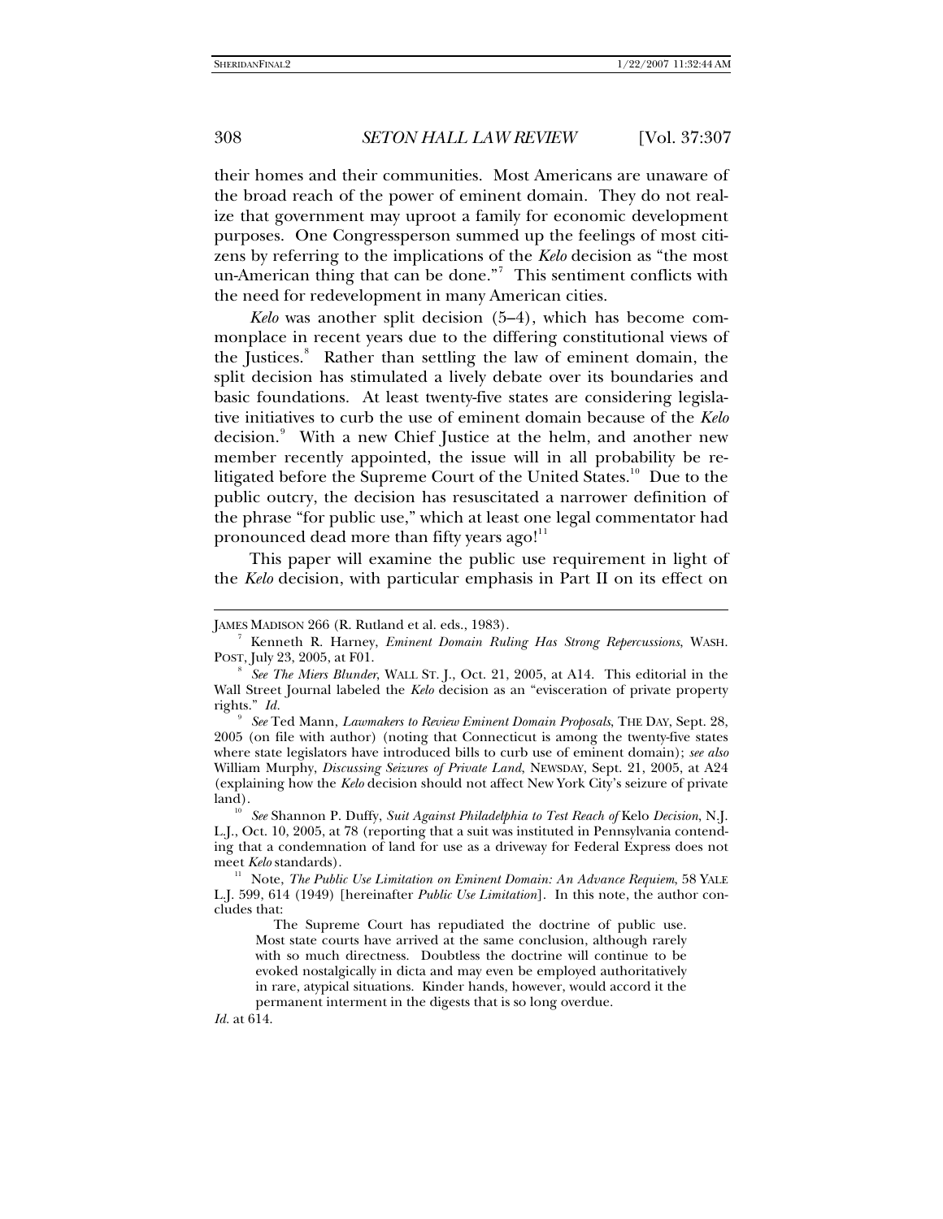their homes and their communities. Most Americans are unaware of the broad reach of the power of eminent domain. They do not realize that government may uproot a family for economic development purposes. One Congressperson summed up the feelings of most citizens by referring to the implications of the *Kelo* decision as "the most un-American thing that can be done."[7] This sentiment conflicts with the need for redevelopment in many American cities.

*Kelo* was another split decision (5–4), which has become commonplace in recent years due to the differing constitutional views of the Justices.[8] Rather than settling the law of eminent domain, the split decision has stimulated a lively debate over its boundaries and basic foundations. At least twenty-five states are considering legislative initiatives to curb the use of eminent domain because of the *Kelo* decision.[9] With a new Chief Justice at the helm, and another new member recently appointed, the issue will in all probability be relitigated before the Supreme Court of the United States.[10] Due to the public outcry, the decision has resuscitated a narrower definition of the phrase "for public use," which at least one legal commentator had pronounced dead more than fifty years ago![11]

This paper will examine the public use requirement in light of the *Kelo* decision, with particular emphasis in Part II on its effect on

---

JAMES MADISON 266 (R. Rutland et al. eds., 1983).

[7] Kenneth R. Harney, *Eminent Domain Ruling Has Strong Repercussions*, WASH. POST, July 23, 2005, at F01.

[8] *See The Miers Blunder*, WALL ST. J., Oct. 21, 2005, at A14. This editorial in the Wall Street Journal labeled the *Kelo* decision as an "evisceration of private property rights." *Id.*

[9] *See* Ted Mann, *Lawmakers to Review Eminent Domain Proposals*, THE DAY, Sept. 28, 2005 (on file with author) (noting that Connecticut is among the twenty-five states where state legislators have introduced bills to curb use of eminent domain); *see also* William Murphy, *Discussing Seizures of Private Land*, NEWSDAY, Sept. 21, 2005, at A24 (explaining how the *Kelo* decision should not affect New York City's seizure of private land).

[10] *See* Shannon P. Duffy, *Suit Against Philadelphia to Test Reach of* Kelo *Decision*, N.J. L.J., Oct. 10, 2005, at 78 (reporting that a suit was instituted in Pennsylvania contending that a condemnation of land for use as a driveway for Federal Express does not meet *Kelo* standards).

[11] Note, *The Public Use Limitation on Eminent Domain: An Advance Requiem*, 58 YALE L.J. 599, 614 (1949) [hereinafter *Public Use Limitation*]. In this note, the author concludes that:

> The Supreme Court has repudiated the doctrine of public use. Most state courts have arrived at the same conclusion, although rarely with so much directness. Doubtless the doctrine will continue to be evoked nostalgically in dicta and may even be employed authoritatively in rare, atypical situations. Kinder hands, however, would accord it the permanent interment in the digests that is so long overdue.

*Id.* at 614.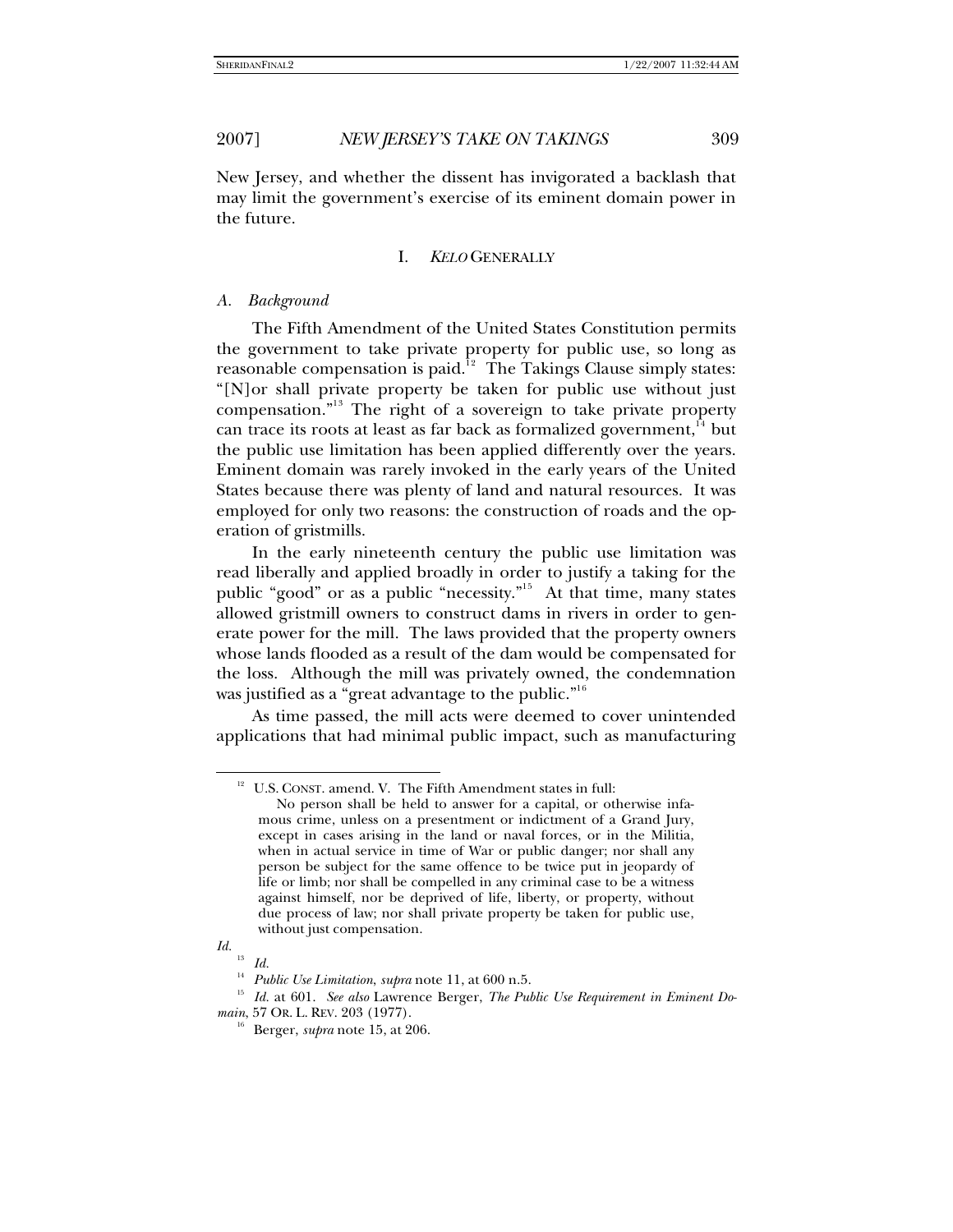New Jersey, and whether the dissent has invigorated a backlash that may limit the government's exercise of its eminent domain power in the future.

## I. *KELO* GENERALLY

### *A. Background*

The Fifth Amendment of the United States Constitution permits the government to take private property for public use, so long as reasonable compensation is paid.[12] The Takings Clause simply states: "[N]or shall private property be taken for public use without just compensation."[13] The right of a sovereign to take private property can trace its roots at least as far back as formalized government,[14] but the public use limitation has been applied differently over the years. Eminent domain was rarely invoked in the early years of the United States because there was plenty of land and natural resources. It was employed for only two reasons: the construction of roads and the operation of gristmills.

In the early nineteenth century the public use limitation was read liberally and applied broadly in order to justify a taking for the public "good" or as a public "necessity."[15] At that time, many states allowed gristmill owners to construct dams in rivers in order to generate power for the mill. The laws provided that the property owners whose lands flooded as a result of the dam would be compensated for the loss. Although the mill was privately owned, the condemnation was justified as a "great advantage to the public."[16]

As time passed, the mill acts were deemed to cover unintended applications that had minimal public impact, such as manufacturing

---

[12] U.S. CONST. amend. V. The Fifth Amendment states in full:

> No person shall be held to answer for a capital, or otherwise infamous crime, unless on a presentment or indictment of a Grand Jury, except in cases arising in the land or naval forces, or in the Militia, when in actual service in time of War or public danger; nor shall any person be subject for the same offence to be twice put in jeopardy of life or limb; nor shall be compelled in any criminal case to be a witness against himself, nor be deprived of life, liberty, or property, without due process of law; nor shall private property be taken for public use, without just compensation.

*Id.*

[13] *Id.*

[14] *Public Use Limitation*, *supra* note 11, at 600 n.5.

[15] *Id.* at 601. *See also* Lawrence Berger, *The Public Use Requirement in Eminent Domain*, 57 OR. L. REV. 203 (1977).

[16] Berger, *supra* note 15, at 206.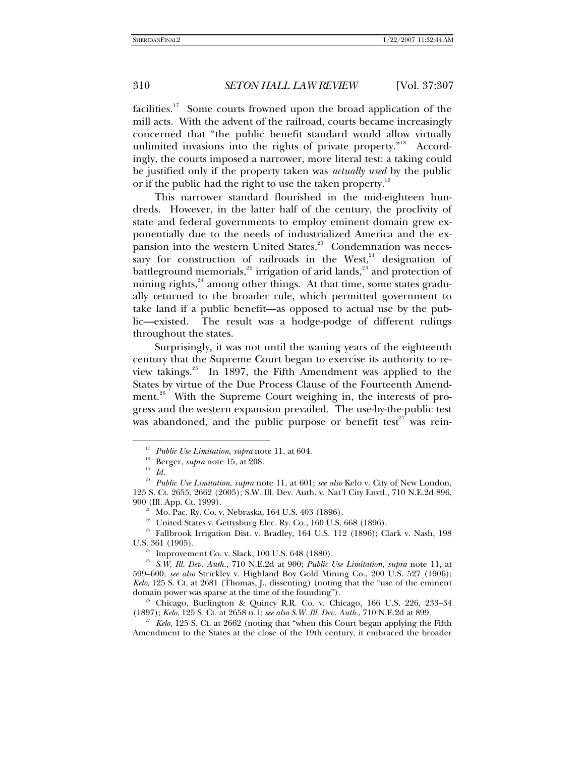facilities.[17] Some courts frowned upon the broad application of the mill acts. With the advent of the railroad, courts became increasingly concerned that "the public benefit standard would allow virtually unlimited invasions into the rights of private property."[18] Accordingly, the courts imposed a narrower, more literal test: a taking could be justified only if the property taken was *actually used* by the public or if the public had the right to use the taken property.[19]

This narrower standard flourished in the mid-eighteen hundreds. However, in the latter half of the century, the proclivity of state and federal governments to employ eminent domain grew exponentially due to the needs of industrialized America and the expansion into the western United States.[20] Condemnation was necessary for construction of railroads in the West,[21] designation of battleground memorials,[22] irrigation of arid lands,[23] and protection of mining rights,[24] among other things. At that time, some states gradually returned to the broader rule, which permitted government to take land if a public benefit—as opposed to actual use by the public—existed. The result was a hodge-podge of different rulings throughout the states.

Surprisingly, it was not until the waning years of the eighteenth century that the Supreme Court began to exercise its authority to review takings.[25] In 1897, the Fifth Amendment was applied to the States by virtue of the Due Process Clause of the Fourteenth Amendment.[26] With the Supreme Court weighing in, the interests of progress and the western expansion prevailed. The use-by-the-public test was abandoned, and the public purpose or benefit test[27] was rein-

---

[17] *Public Use Limitation*, *supra* note 11, at 604.

[18] Berger, *supra* note 15, at 208.

[19] *Id.*

[20] *Public Use Limitation*, *supra* note 11, at 601; *see also* Kelo v. City of New London, 125 S. Ct. 2655, 2662 (2005); S.W. Ill. Dev. Auth. v. Nat'l City Envtl., 710 N.E.2d 896, 900 (Ill. App. Ct. 1999).

[21] Mo. Pac. Ry. Co. v. Nebraska, 164 U.S. 403 (1896).

[22] United States v. Gettysburg Elec. Ry. Co., 160 U.S. 668 (1896).

[23] Fallbrook Irrigation Dist. v. Bradley, 164 U.S. 112 (1896); Clark v. Nash, 198 U.S. 361 (1905).

[24] Improvement Co. v. Slack, 100 U.S. 648 (1880).

[25] *S.W. Ill. Dev. Auth.*, 710 N.E.2d at 900; *Public Use Limitation*, *supra* note 11, at 599–600; *see also* Strickley v. Highland Boy Gold Mining Co., 200 U.S. 527 (1906); *Kelo*, 125 S. Ct. at 2681 (Thomas, J., dissenting) (noting that the "use of the eminent domain power was sparse at the time of the founding").

[26] Chicago, Burlington & Quincy R.R. Co. v. Chicago, 166 U.S. 226, 233–34 (1897); *Kelo*, 125 S. Ct. at 2658 n.1; *see also S.W. Ill. Dev. Auth.*, 710 N.E.2d at 899.

[27] *Kelo*, 125 S. Ct. at 2662 (noting that "when this Court began applying the Fifth Amendment to the States at the close of the 19th century, it embraced the broader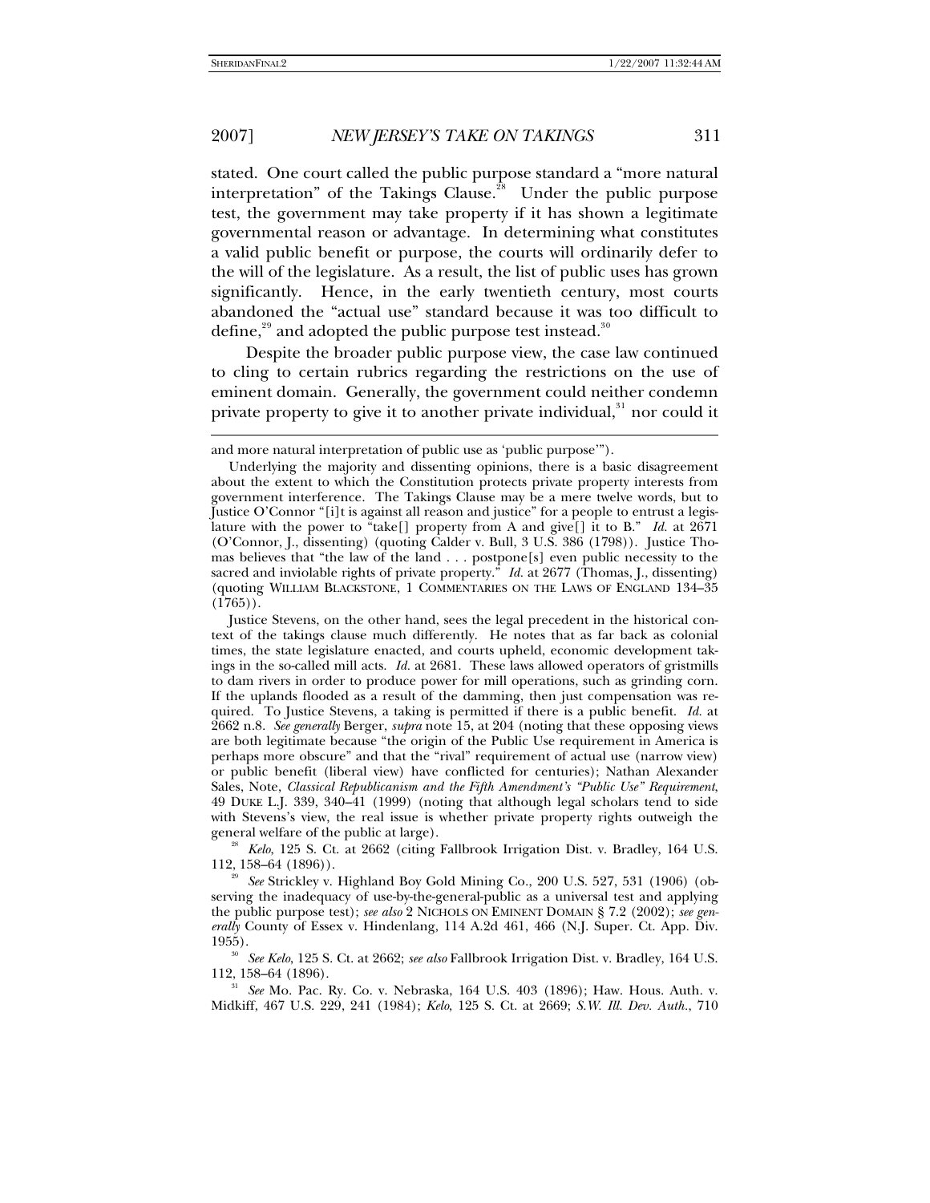stated. One court called the public purpose standard a "more natural interpretation" of the Takings Clause.[28] Under the public purpose test, the government may take property if it has shown a legitimate governmental reason or advantage. In determining what constitutes a valid public benefit or purpose, the courts will ordinarily defer to the will of the legislature. As a result, the list of public uses has grown significantly. Hence, in the early twentieth century, most courts abandoned the "actual use" standard because it was too difficult to define,[29] and adopted the public purpose test instead.[30]

Despite the broader public purpose view, the case law continued to cling to certain rubrics regarding the restrictions on the use of eminent domain. Generally, the government could neither condemn private property to give it to another private individual,[31] nor could it

---

and more natural interpretation of public use as 'public purpose'").

Underlying the majority and dissenting opinions, there is a basic disagreement about the extent to which the Constitution protects private property interests from government interference. The Takings Clause may be a mere twelve words, but to Justice O'Connor "[i]t is against all reason and justice" for a people to entrust a legislature with the power to "take[] property from A and give[] it to B." *Id.* at 2671 (O'Connor, J., dissenting) (quoting Calder v. Bull, 3 U.S. 386 (1798)). Justice Thomas believes that "the law of the land . . . postpone[s] even public necessity to the sacred and inviolable rights of private property." *Id.* at 2677 (Thomas, J., dissenting) (quoting WILLIAM BLACKSTONE, 1 COMMENTARIES ON THE LAWS OF ENGLAND 134–35 (1765)).

Justice Stevens, on the other hand, sees the legal precedent in the historical context of the takings clause much differently. He notes that as far back as colonial times, the state legislature enacted, and courts upheld, economic development takings in the so-called mill acts. *Id.* at 2681. These laws allowed operators of gristmills to dam rivers in order to produce power for mill operations, such as grinding corn. If the uplands flooded as a result of the damming, then just compensation was required. To Justice Stevens, a taking is permitted if there is a public benefit. *Id.* at 2662 n.8. *See generally* Berger, *supra* note 15, at 204 (noting that these opposing views are both legitimate because "the origin of the Public Use requirement in America is perhaps more obscure" and that the "rival" requirement of actual use (narrow view) or public benefit (liberal view) have conflicted for centuries); Nathan Alexander Sales, Note, *Classical Republicanism and the Fifth Amendment's "Public Use" Requirement*, 49 DUKE L.J. 339, 340–41 (1999) (noting that although legal scholars tend to side with Stevens's view, the real issue is whether private property rights outweigh the general welfare of the public at large).

[28] *Kelo*, 125 S. Ct. at 2662 (citing Fallbrook Irrigation Dist. v. Bradley, 164 U.S. 112, 158–64 (1896)).

[29] *See* Strickley v. Highland Boy Gold Mining Co., 200 U.S. 527, 531 (1906) (observing the inadequacy of use-by-the-general-public as a universal test and applying the public purpose test); *see also* 2 NICHOLS ON EMINENT DOMAIN § 7.2 (2002); *see generally* County of Essex v. Hindenlang, 114 A.2d 461, 466 (N.J. Super. Ct. App. Div. 1955).

[30] *See Kelo*, 125 S. Ct. at 2662; *see also* Fallbrook Irrigation Dist. v. Bradley, 164 U.S. 112, 158–64 (1896).

[31] *See* Mo. Pac. Ry. Co. v. Nebraska, 164 U.S. 403 (1896); Haw. Hous. Auth. v. Midkiff, 467 U.S. 229, 241 (1984); *Kelo*, 125 S. Ct. at 2669; *S.W. Ill. Dev. Auth.*, 710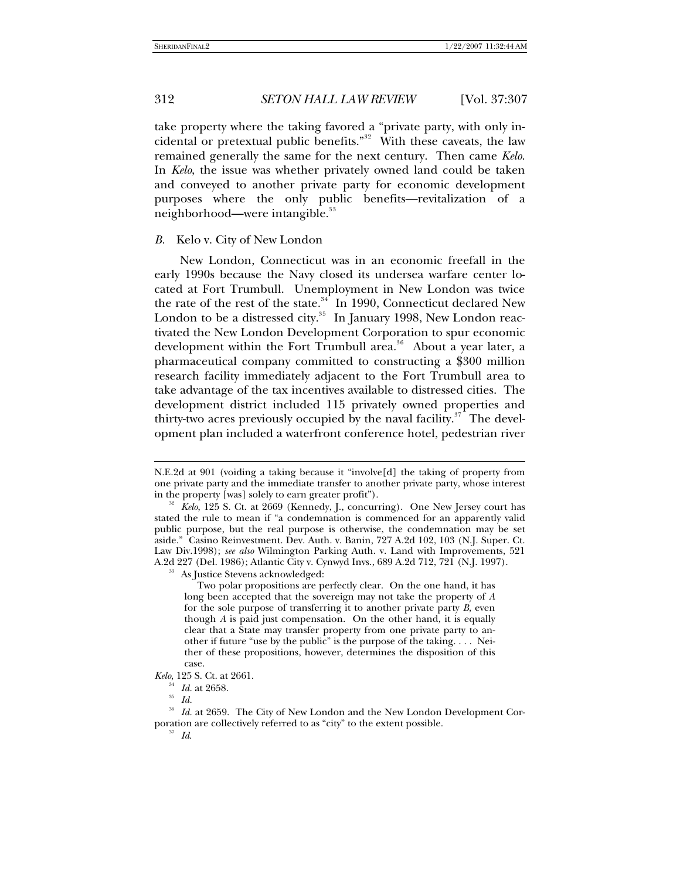take property where the taking favored a "private party, with only incidental or pretextual public benefits."[32] With these caveats, the law remained generally the same for the next century. Then came *Kelo*. In *Kelo*, the issue was whether privately owned land could be taken and conveyed to another private party for economic development purposes where the only public benefits—revitalization of a neighborhood—were intangible.[33]

### *B.* Kelo v. City of New London

New London, Connecticut was in an economic freefall in the early 1990s because the Navy closed its undersea warfare center located at Fort Trumbull. Unemployment in New London was twice the rate of the rest of the state.[34] In 1990, Connecticut declared New London to be a distressed city.[35] In January 1998, New London reactivated the New London Development Corporation to spur economic development within the Fort Trumbull area.[36] About a year later, a pharmaceutical company committed to constructing a $300 million research facility immediately adjacent to the Fort Trumbull area to take advantage of the tax incentives available to distressed cities. The development district included 115 privately owned properties and thirty-two acres previously occupied by the naval facility.[37] The development plan included a waterfront conference hotel, pedestrian river

---

N.E.2d at 901 (voiding a taking because it "involve[d] the taking of property from one private party and the immediate transfer to another private party, whose interest in the property [was] solely to earn greater profit").

[32] *Kelo*, 125 S. Ct. at 2669 (Kennedy, J., concurring). One New Jersey court has stated the rule to mean if "a condemnation is commenced for an apparently valid public purpose, but the real purpose is otherwise, the condemnation may be set aside." Casino Reinvestment. Dev. Auth. v. Banin, 727 A.2d 102, 103 (N.J. Super. Ct. Law Div.1998); *see also* Wilmington Parking Auth. v. Land with Improvements, 521 A.2d 227 (Del. 1986); Atlantic City v. Cynwyd Invs., 689 A.2d 712, 721 (N.J. 1997).

[33] As Justice Stevens acknowledged:

> Two polar propositions are perfectly clear. On the one hand, it has long been accepted that the sovereign may not take the property of *A* for the sole purpose of transferring it to another private party *B*, even though *A* is paid just compensation. On the other hand, it is equally clear that a State may transfer property from one private party to another if future "use by the public" is the purpose of the taking. . . . Neither of these propositions, however, determines the disposition of this case.

*Kelo*, 125 S. Ct. at 2661.

[34] *Id.* at 2658.

[35] *Id.*

[36] *Id.* at 2659. The City of New London and the New London Development Corporation are collectively referred to as "city" to the extent possible.

[37] *Id.*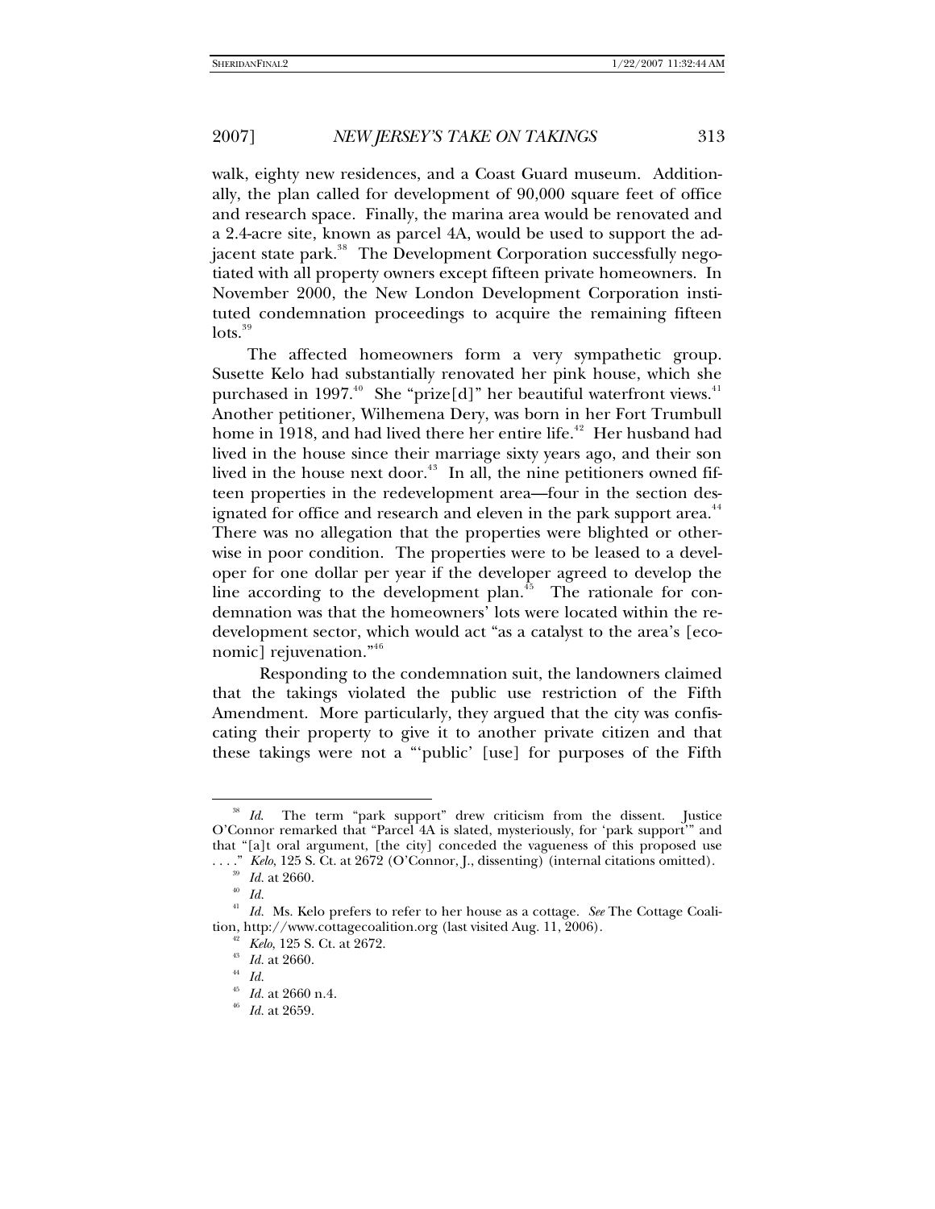walk, eighty new residences, and a Coast Guard museum. Additionally, the plan called for development of 90,000 square feet of office and research space. Finally, the marina area would be renovated and a 2.4-acre site, known as parcel 4A, would be used to support the adjacent state park.[38] The Development Corporation successfully negotiated with all property owners except fifteen private homeowners. In November 2000, the New London Development Corporation instituted condemnation proceedings to acquire the remaining fifteen lots.[39]

The affected homeowners form a very sympathetic group. Susette Kelo had substantially renovated her pink house, which she purchased in 1997.[40] She "prize[d]" her beautiful waterfront views.[41] Another petitioner, Wilhemena Dery, was born in her Fort Trumbull home in 1918, and had lived there her entire life.[42] Her husband had lived in the house since their marriage sixty years ago, and their son lived in the house next door.[43] In all, the nine petitioners owned fifteen properties in the redevelopment area—four in the section designated for office and research and eleven in the park support area.[44] There was no allegation that the properties were blighted or otherwise in poor condition. The properties were to be leased to a developer for one dollar per year if the developer agreed to develop the line according to the development plan.[45] The rationale for condemnation was that the homeowners' lots were located within the redevelopment sector, which would act "as a catalyst to the area's [economic] rejuvenation."[46]

Responding to the condemnation suit, the landowners claimed that the takings violated the public use restriction of the Fifth Amendment. More particularly, they argued that the city was confiscating their property to give it to another private citizen and that these takings were not a "'public' [use] for purposes of the Fifth

---

[38] *Id.* The term "park support" drew criticism from the dissent. Justice O'Connor remarked that "Parcel 4A is slated, mysteriously, for 'park support'" and that "[a]t oral argument, [the city] conceded the vagueness of this proposed use . . . ." *Kelo*, 125 S. Ct. at 2672 (O'Connor, J., dissenting) (internal citations omitted).

[39] *Id.* at 2660.

[40] *Id.*

[41] *Id.* Ms. Kelo prefers to refer to her house as a cottage. *See* The Cottage Coalition, http://www.cottagecoalition.org (last visited Aug. 11, 2006).

[42] *Kelo*, 125 S. Ct. at 2672.

[43] *Id.* at 2660.

[44] *Id.*

[45] *Id.* at 2660 n.4.

[46] *Id.* at 2659.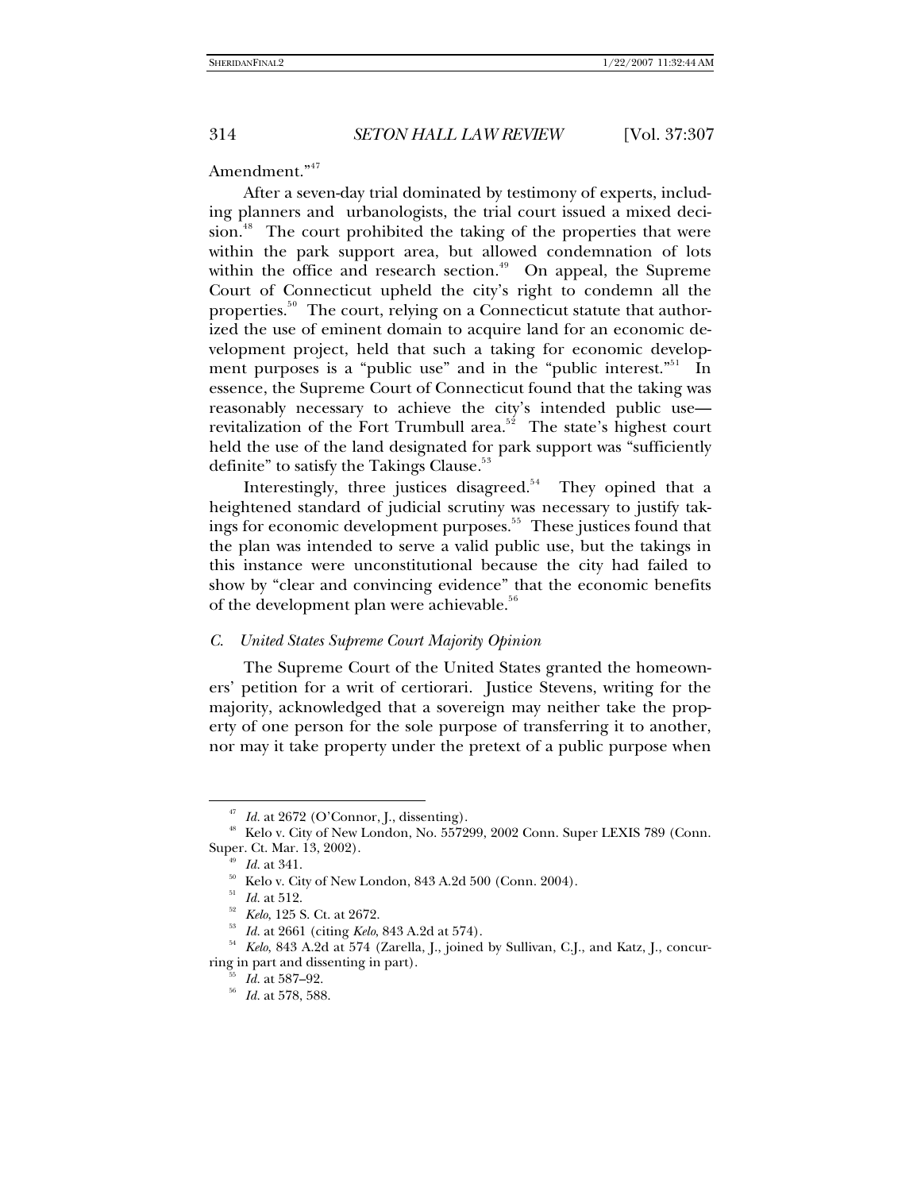Amendment."[47]

After a seven-day trial dominated by testimony of experts, including planners and urbanologists, the trial court issued a mixed decision.[48] The court prohibited the taking of the properties that were within the park support area, but allowed condemnation of lots within the office and research section.[49] On appeal, the Supreme Court of Connecticut upheld the city's right to condemn all the properties.[50] The court, relying on a Connecticut statute that authorized the use of eminent domain to acquire land for an economic development project, held that such a taking for economic development purposes is a "public use" and in the "public interest."[51] In essence, the Supreme Court of Connecticut found that the taking was reasonably necessary to achieve the city's intended public use—revitalization of the Fort Trumbull area.[52] The state's highest court held the use of the land designated for park support was "sufficiently definite" to satisfy the Takings Clause.[53]

Interestingly, three justices disagreed.[54] They opined that a heightened standard of judicial scrutiny was necessary to justify takings for economic development purposes.[55] These justices found that the plan was intended to serve a valid public use, but the takings in this instance were unconstitutional because the city had failed to show by "clear and convincing evidence" that the economic benefits of the development plan were achievable.[56]

### *C. United States Supreme Court Majority Opinion*

The Supreme Court of the United States granted the homeowners' petition for a writ of certiorari. Justice Stevens, writing for the majority, acknowledged that a sovereign may neither take the property of one person for the sole purpose of transferring it to another, nor may it take property under the pretext of a public purpose when

---

[47] *Id.* at 2672 (O'Connor, J., dissenting).

[48] Kelo v. City of New London, No. 557299, 2002 Conn. Super LEXIS 789 (Conn. Super. Ct. Mar. 13, 2002).

[49] *Id.* at 341.

[50] Kelo v. City of New London, 843 A.2d 500 (Conn. 2004).

[51] *Id.* at 512.

[52] *Kelo*, 125 S. Ct. at 2672.

[53] *Id.* at 2661 (citing *Kelo*, 843 A.2d at 574).

[54] *Kelo*, 843 A.2d at 574 (Zarella, J., joined by Sullivan, C.J., and Katz, J., concurring in part and dissenting in part).

[55] *Id.* at 587–92.

[56] *Id.* at 578, 588.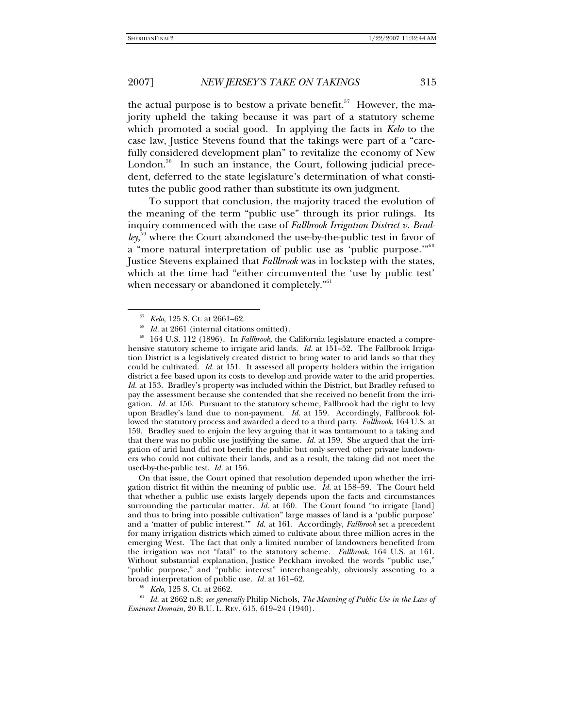the actual purpose is to bestow a private benefit.[57] However, the majority upheld the taking because it was part of a statutory scheme which promoted a social good. In applying the facts in *Kelo* to the case law, Justice Stevens found that the takings were part of a "carefully considered development plan" to revitalize the economy of New London.[58] In such an instance, the Court, following judicial precedent, deferred to the state legislature's determination of what constitutes the public good rather than substitute its own judgment.

To support that conclusion, the majority traced the evolution of the meaning of the term "public use" through its prior rulings. Its inquiry commenced with the case of *Fallbrook Irrigation District v. Bradley*,[59] where the Court abandoned the use-by-the-public test in favor of a "more natural interpretation of public use as 'public purpose.'"[60] Justice Stevens explained that *Fallbrook* was in lockstep with the states, which at the time had "either circumvented the 'use by public test' when necessary or abandoned it completely."[61]

---

[57] *Kelo*, 125 S. Ct. at 2661–62.

[58] *Id.* at 2661 (internal citations omitted).

[59] 164 U.S. 112 (1896). In *Fallbrook*, the California legislature enacted a comprehensive statutory scheme to irrigate arid lands. *Id.* at 151–52. The Fallbrook Irrigation District is a legislatively created district to bring water to arid lands so that they could be cultivated. *Id.* at 151. It assessed all property holders within the irrigation district a fee based upon its costs to develop and provide water to the arid properties. *Id.* at 153. Bradley's property was included within the District, but Bradley refused to pay the assessment because she contended that she received no benefit from the irrigation. *Id.* at 156. Pursuant to the statutory scheme, Fallbrook had the right to levy upon Bradley's land due to non-payment. *Id.* at 159. Accordingly, Fallbrook followed the statutory process and awarded a deed to a third party. *Fallbrook*, 164 U.S. at 159. Bradley sued to enjoin the levy arguing that it was tantamount to a taking and that there was no public use justifying the same. *Id.* at 159. She argued that the irrigation of arid land did not benefit the public but only served other private landowners who could not cultivate their lands, and as a result, the taking did not meet the used-by-the-public test. *Id.* at 156.

On that issue, the Court opined that resolution depended upon whether the irrigation district fit within the meaning of public use. *Id.* at 158–59. The Court held that whether a public use exists largely depends upon the facts and circumstances surrounding the particular matter. *Id.* at 160. The Court found "to irrigate [land] and thus to bring into possible cultivation" large masses of land is a 'public purpose' and a 'matter of public interest.'" *Id.* at 161. Accordingly, *Fallbrook* set a precedent for many irrigation districts which aimed to cultivate about three million acres in the emerging West. The fact that only a limited number of landowners benefited from the irrigation was not "fatal" to the statutory scheme. *Fallbrook*, 164 U.S. at 161. Without substantial explanation, Justice Peckham invoked the words "public use," "public purpose," and "public interest" interchangeably, obviously assenting to a broad interpretation of public use. *Id.* at 161–62.

[60] *Kelo*, 125 S. Ct. at 2662.

[61] *Id.* at 2662 n.8; *see generally* Philip Nichols, *The Meaning of Public Use in the Law of Eminent Domain*, 20 B.U. L. REV. 615, 619–24 (1940).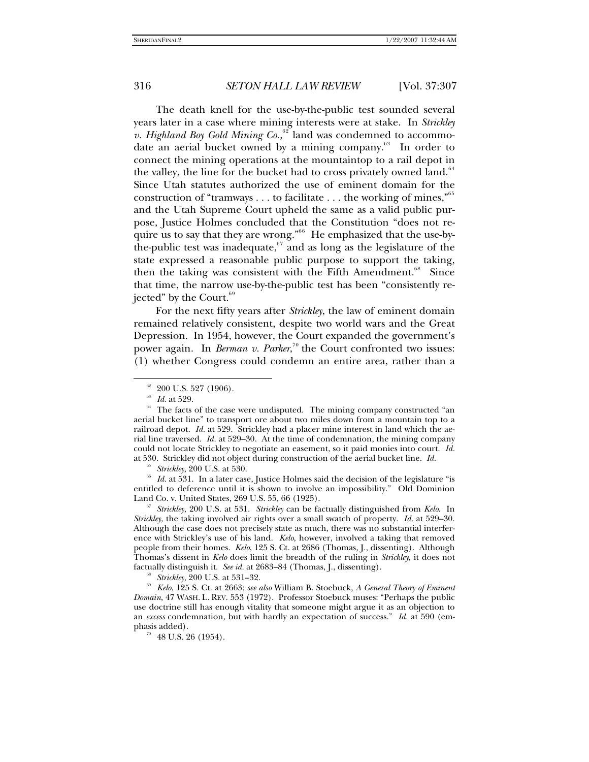The death knell for the use-by-the-public test sounded several years later in a case where mining interests were at stake. In *Strickley v. Highland Boy Gold Mining Co.*,[62] land was condemned to accommodate an aerial bucket owned by a mining company.[63] In order to connect the mining operations at the mountaintop to a rail depot in the valley, the line for the bucket had to cross privately owned land.[64] Since Utah statutes authorized the use of eminent domain for the construction of "tramways . . . to facilitate . . . the working of mines,"[65] and the Utah Supreme Court upheld the same as a valid public purpose, Justice Holmes concluded that the Constitution "does not require us to say that they are wrong."[66] He emphasized that the use-by-the-public test was inadequate,[67] and as long as the legislature of the state expressed a reasonable public purpose to support the taking, then the taking was consistent with the Fifth Amendment.[68] Since that time, the narrow use-by-the-public test has been "consistently rejected" by the Court.[69]

For the next fifty years after *Strickley*, the law of eminent domain remained relatively consistent, despite two world wars and the Great Depression. In 1954, however, the Court expanded the government's power again. In *Berman v. Parker*,[70] the Court confronted two issues: (1) whether Congress could condemn an entire area, rather than a

---

[62] 200 U.S. 527 (1906).

[63] *Id.* at 529.

[64] The facts of the case were undisputed. The mining company constructed "an aerial bucket line" to transport ore about two miles down from a mountain top to a railroad depot. *Id.* at 529. Strickley had a placer mine interest in land which the aerial line traversed. *Id.* at 529–30. At the time of condemnation, the mining company could not locate Strickley to negotiate an easement, so it paid monies into court. *Id.* at 530. Strickley did not object during construction of the aerial bucket line. *Id.*

[65] *Strickley*, 200 U.S. at 530.

[66] *Id.* at 531. In a later case, Justice Holmes said the decision of the legislature "is entitled to deference until it is shown to involve an impossibility." Old Dominion Land Co. v. United States, 269 U.S. 55, 66 (1925).

[67] *Strickley*, 200 U.S. at 531. *Strickley* can be factually distinguished from *Kelo*. In *Strickley*, the taking involved air rights over a small swatch of property. *Id.* at 529–30. Although the case does not precisely state as much, there was no substantial interference with Strickley's use of his land. *Kelo*, however, involved a taking that removed people from their homes. *Kelo*, 125 S. Ct. at 2686 (Thomas, J., dissenting). Although Thomas's dissent in *Kelo* does limit the breadth of the ruling in *Strickley*, it does not factually distinguish it. *See id.* at 2683–84 (Thomas, J., dissenting).

[68] *Strickley*, 200 U.S. at 531–32.

[69] *Kelo*, 125 S. Ct. at 2663; *see also* William B. Stoebuck, *A General Theory of Eminent Domain*, 47 WASH. L. REV. 553 (1972). Professor Stoebuck muses: "Perhaps the public use doctrine still has enough vitality that someone might argue it as an objection to an *excess* condemnation, but with hardly an expectation of success." *Id.* at 590 (emphasis added).

[70] 48 U.S. 26 (1954).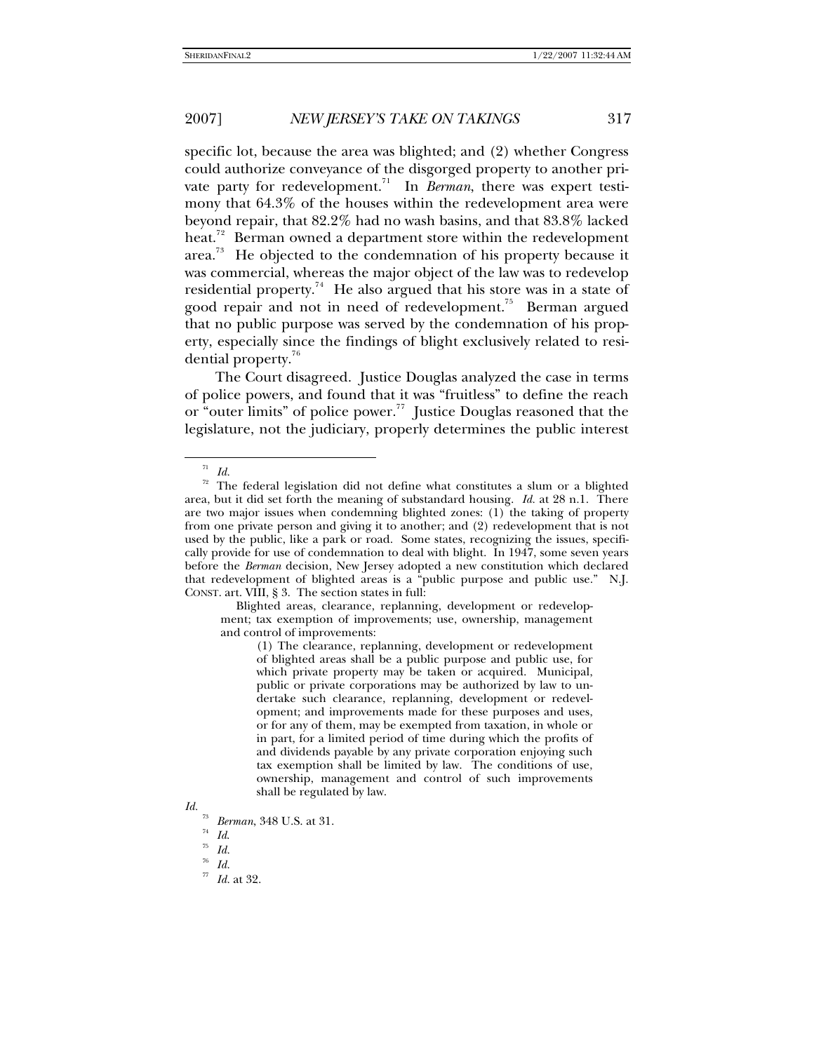specific lot, because the area was blighted; and (2) whether Congress could authorize conveyance of the disgorged property to another private party for redevelopment.[71] In *Berman*, there was expert testimony that 64.3% of the houses within the redevelopment area were beyond repair, that 82.2% had no wash basins, and that 83.8% lacked heat.[72] Berman owned a department store within the redevelopment area.[73] He objected to the condemnation of his property because it was commercial, whereas the major object of the law was to redevelop residential property.[74] He also argued that his store was in a state of good repair and not in need of redevelopment.[75] Berman argued that no public purpose was served by the condemnation of his property, especially since the findings of blight exclusively related to residential property.[76]

The Court disagreed. Justice Douglas analyzed the case in terms of police powers, and found that it was "fruitless" to define the reach or "outer limits" of police power.[77] Justice Douglas reasoned that the legislature, not the judiciary, properly determines the public interest

---

[71] *Id.*

[72] The federal legislation did not define what constitutes a slum or a blighted area, but it did set forth the meaning of substandard housing. *Id.* at 28 n.1. There are two major issues when condemning blighted zones: (1) the taking of property from one private person and giving it to another; and (2) redevelopment that is not used by the public, like a park or road. Some states, recognizing the issues, specifically provide for use of condemnation to deal with blight. In 1947, some seven years before the *Berman* decision, New Jersey adopted a new constitution which declared that redevelopment of blighted areas is a "public purpose and public use." N.J. CONST. art. VIII, § 3. The section states in full:

> Blighted areas, clearance, replanning, development or redevelopment; tax exemption of improvements; use, ownership, management and control of improvements:
>
> > (1) The clearance, replanning, development or redevelopment of blighted areas shall be a public purpose and public use, for which private property may be taken or acquired. Municipal, public or private corporations may be authorized by law to undertake such clearance, replanning, development or redevelopment; and improvements made for these purposes and uses, or for any of them, may be exempted from taxation, in whole or in part, for a limited period of time during which the profits of and dividends payable by any private corporation enjoying such tax exemption shall be limited by law. The conditions of use, ownership, management and control of such improvements shall be regulated by law.

*Id.*

[73] *Berman*, 348 U.S. at 31.

[74] *Id.*

[75] *Id.*

[76] *Id.*

[77] *Id.* at 32.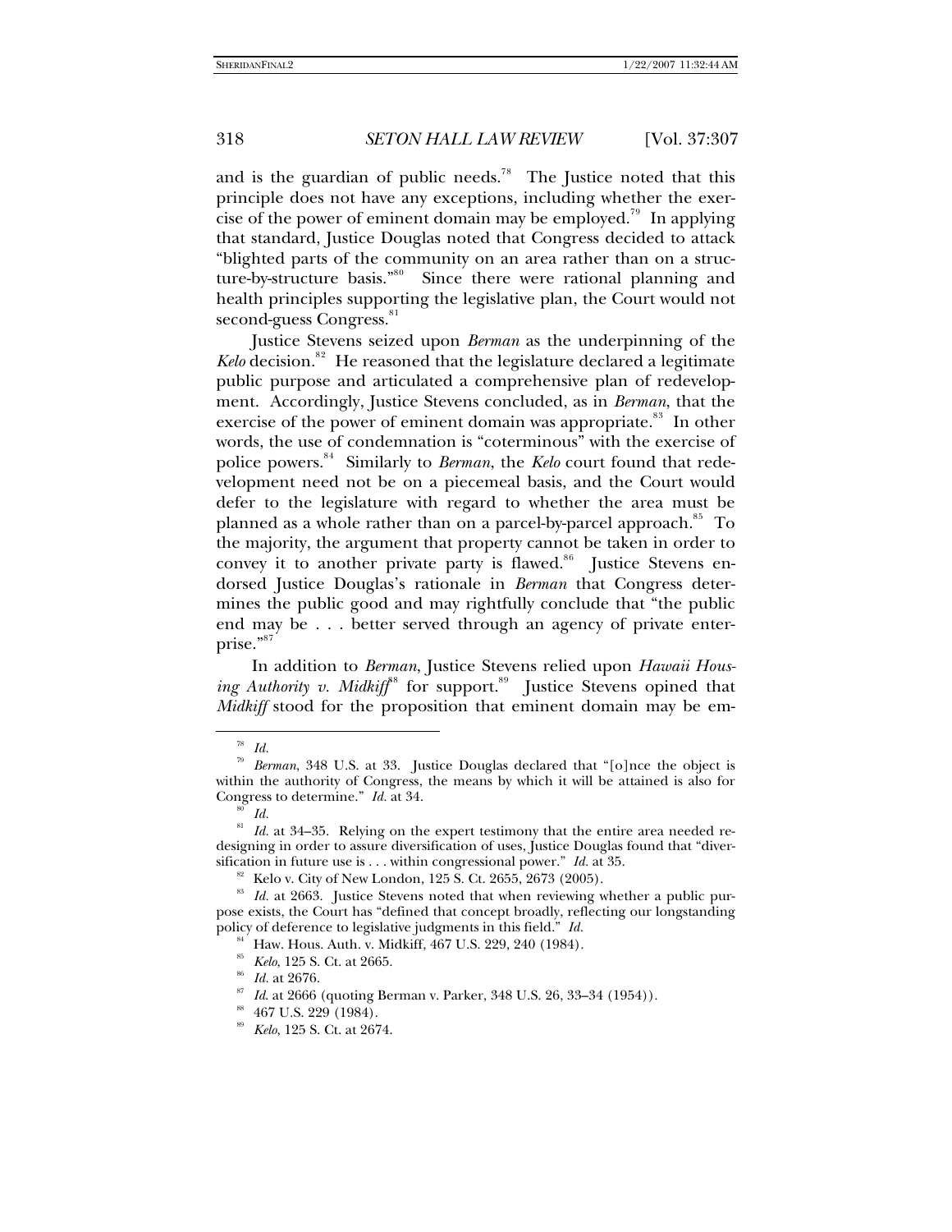and is the guardian of public needs.[78] The Justice noted that this principle does not have any exceptions, including whether the exercise of the power of eminent domain may be employed.[79] In applying that standard, Justice Douglas noted that Congress decided to attack "blighted parts of the community on an area rather than on a structure-by-structure basis."[80] Since there were rational planning and health principles supporting the legislative plan, the Court would not second-guess Congress.[81]

Justice Stevens seized upon *Berman* as the underpinning of the *Kelo* decision.[82] He reasoned that the legislature declared a legitimate public purpose and articulated a comprehensive plan of redevelopment. Accordingly, Justice Stevens concluded, as in *Berman*, that the exercise of the power of eminent domain was appropriate.[83] In other words, the use of condemnation is "coterminous" with the exercise of police powers.[84] Similarly to *Berman*, the *Kelo* court found that redevelopment need not be on a piecemeal basis, and the Court would defer to the legislature with regard to whether the area must be planned as a whole rather than on a parcel-by-parcel approach.[85] To the majority, the argument that property cannot be taken in order to convey it to another private party is flawed.[86] Justice Stevens endorsed Justice Douglas's rationale in *Berman* that Congress determines the public good and may rightfully conclude that "the public end may be . . . better served through an agency of private enterprise."[87]

In addition to *Berman*, Justice Stevens relied upon *Hawaii Housing Authority v. Midkiff*[88] for support.[89] Justice Stevens opined that *Midkiff* stood for the proposition that eminent domain may be em-

---

[78] *Id.*

[79] *Berman*, 348 U.S. at 33. Justice Douglas declared that "[o]nce the object is within the authority of Congress, the means by which it will be attained is also for Congress to determine." *Id.* at 34.

[80] *Id.*

[81] *Id.* at 34–35. Relying on the expert testimony that the entire area needed redesigning in order to assure diversification of uses, Justice Douglas found that "diversification in future use is . . . within congressional power." *Id.* at 35.

[82] Kelo v. City of New London, 125 S. Ct. 2655, 2673 (2005).

[83] *Id.* at 2663. Justice Stevens noted that when reviewing whether a public purpose exists, the Court has "defined that concept broadly, reflecting our longstanding policy of deference to legislative judgments in this field." *Id.*

[84] Haw. Hous. Auth. v. Midkiff, 467 U.S. 229, 240 (1984).

[85] *Kelo*, 125 S. Ct. at 2665.

[86] *Id.* at 2676.

[87] *Id.* at 2666 (quoting Berman v. Parker, 348 U.S. 26, 33–34 (1954)).

[88] 467 U.S. 229 (1984).

[89] *Kelo*, 125 S. Ct. at 2674.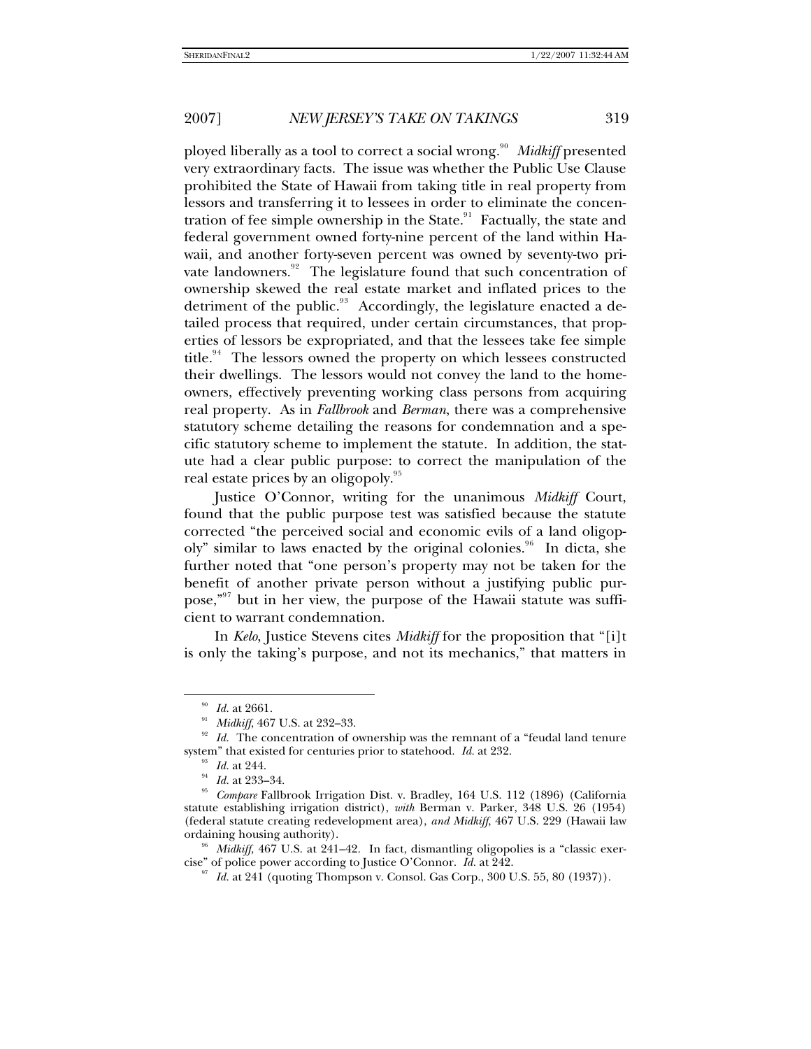ployed liberally as a tool to correct a social wrong.[90] *Midkiff* presented very extraordinary facts. The issue was whether the Public Use Clause prohibited the State of Hawaii from taking title in real property from lessors and transferring it to lessees in order to eliminate the concentration of fee simple ownership in the State.[91] Factually, the state and federal government owned forty-nine percent of the land within Hawaii, and another forty-seven percent was owned by seventy-two private landowners.[92] The legislature found that such concentration of ownership skewed the real estate market and inflated prices to the detriment of the public.[93] Accordingly, the legislature enacted a detailed process that required, under certain circumstances, that properties of lessors be expropriated, and that the lessees take fee simple title.[94] The lessors owned the property on which lessees constructed their dwellings. The lessors would not convey the land to the homeowners, effectively preventing working class persons from acquiring real property. As in *Fallbrook* and *Berman*, there was a comprehensive statutory scheme detailing the reasons for condemnation and a specific statutory scheme to implement the statute. In addition, the statute had a clear public purpose: to correct the manipulation of the real estate prices by an oligopoly.[95]

Justice O'Connor, writing for the unanimous *Midkiff* Court, found that the public purpose test was satisfied because the statute corrected "the perceived social and economic evils of a land oligopoly" similar to laws enacted by the original colonies.[96] In dicta, she further noted that "one person's property may not be taken for the benefit of another private person without a justifying public purpose,"[97] but in her view, the purpose of the Hawaii statute was sufficient to warrant condemnation.

In *Kelo*, Justice Stevens cites *Midkiff* for the proposition that "[i]t is only the taking's purpose, and not its mechanics," that matters in

---

[90] *Id.* at 2661.

[91] *Midkiff*, 467 U.S. at 232–33.

[92] *Id.* The concentration of ownership was the remnant of a "feudal land tenure system" that existed for centuries prior to statehood. *Id.* at 232.

[93] *Id.* at 244.

[94] *Id.* at 233–34.

[95] *Compare* Fallbrook Irrigation Dist. v. Bradley, 164 U.S. 112 (1896) (California statute establishing irrigation district), *with* Berman v. Parker, 348 U.S. 26 (1954) (federal statute creating redevelopment area), *and Midkiff*, 467 U.S. 229 (Hawaii law ordaining housing authority).

[96] *Midkiff*, 467 U.S. at 241–42. In fact, dismantling oligopolies is a "classic exercise" of police power according to Justice O'Connor. *Id.* at 242.

[97] *Id.* at 241 (quoting Thompson v. Consol. Gas Corp., 300 U.S. 55, 80 (1937)).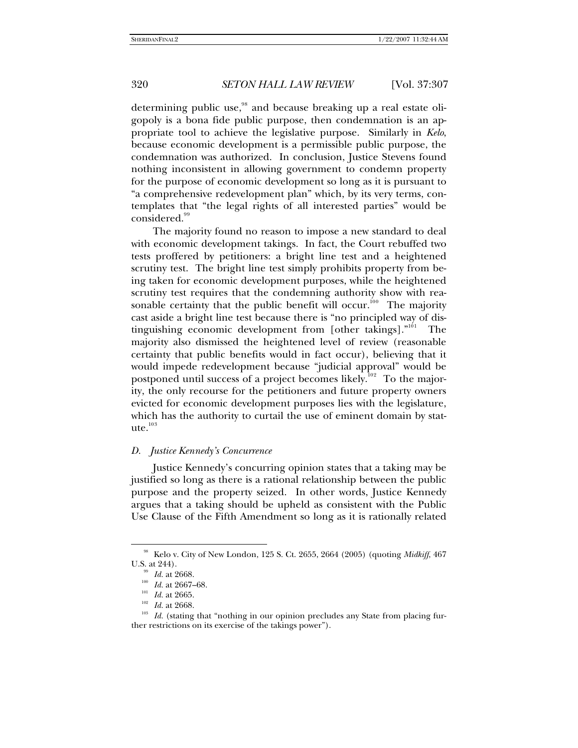determining public use,[98] and because breaking up a real estate oligopoly is a bona fide public purpose, then condemnation is an appropriate tool to achieve the legislative purpose. Similarly in *Kelo*, because economic development is a permissible public purpose, the condemnation was authorized. In conclusion, Justice Stevens found nothing inconsistent in allowing government to condemn property for the purpose of economic development so long as it is pursuant to "a comprehensive redevelopment plan" which, by its very terms, contemplates that "the legal rights of all interested parties" would be considered.[99]

The majority found no reason to impose a new standard to deal with economic development takings. In fact, the Court rebuffed two tests proffered by petitioners: a bright line test and a heightened scrutiny test. The bright line test simply prohibits property from being taken for economic development purposes, while the heightened scrutiny test requires that the condemning authority show with reasonable certainty that the public benefit will occur.[100] The majority cast aside a bright line test because there is "no principled way of distinguishing economic development from [other takings]."[101] The majority also dismissed the heightened level of review (reasonable certainty that public benefits would in fact occur), believing that it would impede redevelopment because "judicial approval" would be postponed until success of a project becomes likely.[102] To the majority, the only recourse for the petitioners and future property owners evicted for economic development purposes lies with the legislature, which has the authority to curtail the use of eminent domain by statute.[103]

### *D. Justice Kennedy's Concurrence*

Justice Kennedy's concurring opinion states that a taking may be justified so long as there is a rational relationship between the public purpose and the property seized. In other words, Justice Kennedy argues that a taking should be upheld as consistent with the Public Use Clause of the Fifth Amendment so long as it is rationally related

---

[98] Kelo v. City of New London, 125 S. Ct. 2655, 2664 (2005) (quoting *Midkiff*, 467 U.S. at 244).

[99] *Id.* at 2668.

[100] *Id.* at 2667–68.

[101] *Id.* at 2665.

[102] *Id.* at 2668.

[103] *Id.* (stating that "nothing in our opinion precludes any State from placing further restrictions on its exercise of the takings power").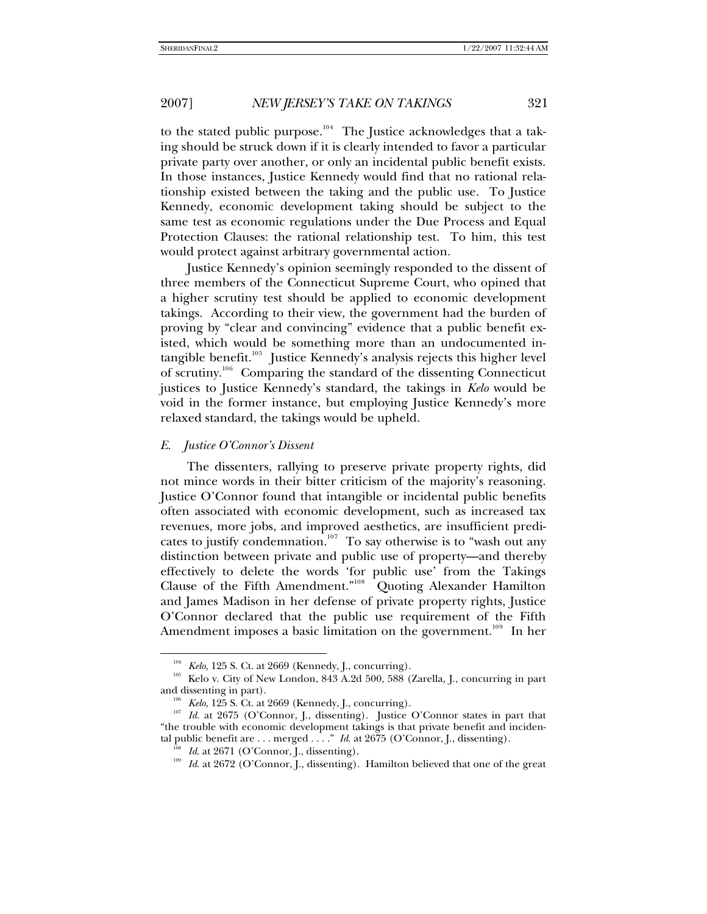to the stated public purpose.[104] The Justice acknowledges that a taking should be struck down if it is clearly intended to favor a particular private party over another, or only an incidental public benefit exists. In those instances, Justice Kennedy would find that no rational relationship existed between the taking and the public use. To Justice Kennedy, economic development taking should be subject to the same test as economic regulations under the Due Process and Equal Protection Clauses: the rational relationship test. To him, this test would protect against arbitrary governmental action.

Justice Kennedy's opinion seemingly responded to the dissent of three members of the Connecticut Supreme Court, who opined that a higher scrutiny test should be applied to economic development takings. According to their view, the government had the burden of proving by "clear and convincing" evidence that a public benefit existed, which would be something more than an undocumented intangible benefit.[105] Justice Kennedy's analysis rejects this higher level of scrutiny.[106] Comparing the standard of the dissenting Connecticut justices to Justice Kennedy's standard, the takings in *Kelo* would be void in the former instance, but employing Justice Kennedy's more relaxed standard, the takings would be upheld.

### *E. Justice O'Connor's Dissent*

The dissenters, rallying to preserve private property rights, did not mince words in their bitter criticism of the majority's reasoning. Justice O'Connor found that intangible or incidental public benefits often associated with economic development, such as increased tax revenues, more jobs, and improved aesthetics, are insufficient predicates to justify condemnation.[107] To say otherwise is to "wash out any distinction between private and public use of property—and thereby effectively to delete the words 'for public use' from the Takings Clause of the Fifth Amendment."[108] Quoting Alexander Hamilton and James Madison in her defense of private property rights, Justice O'Connor declared that the public use requirement of the Fifth Amendment imposes a basic limitation on the government.[109] In her

---

[104] *Kelo*, 125 S. Ct. at 2669 (Kennedy, J., concurring).

[105] Kelo v. City of New London, 843 A.2d 500, 588 (Zarella, J., concurring in part and dissenting in part).

[106] *Kelo*, 125 S. Ct. at 2669 (Kennedy, J., concurring).

[107] *Id.* at 2675 (O'Connor, J., dissenting). Justice O'Connor states in part that "the trouble with economic development takings is that private benefit and incidental public benefit are . . . merged . . . ." *Id.* at 2675 (O'Connor, J., dissenting).

[108] *Id.* at 2671 (O'Connor, J., dissenting).

[109] *Id.* at 2672 (O'Connor, J., dissenting). Hamilton believed that one of the great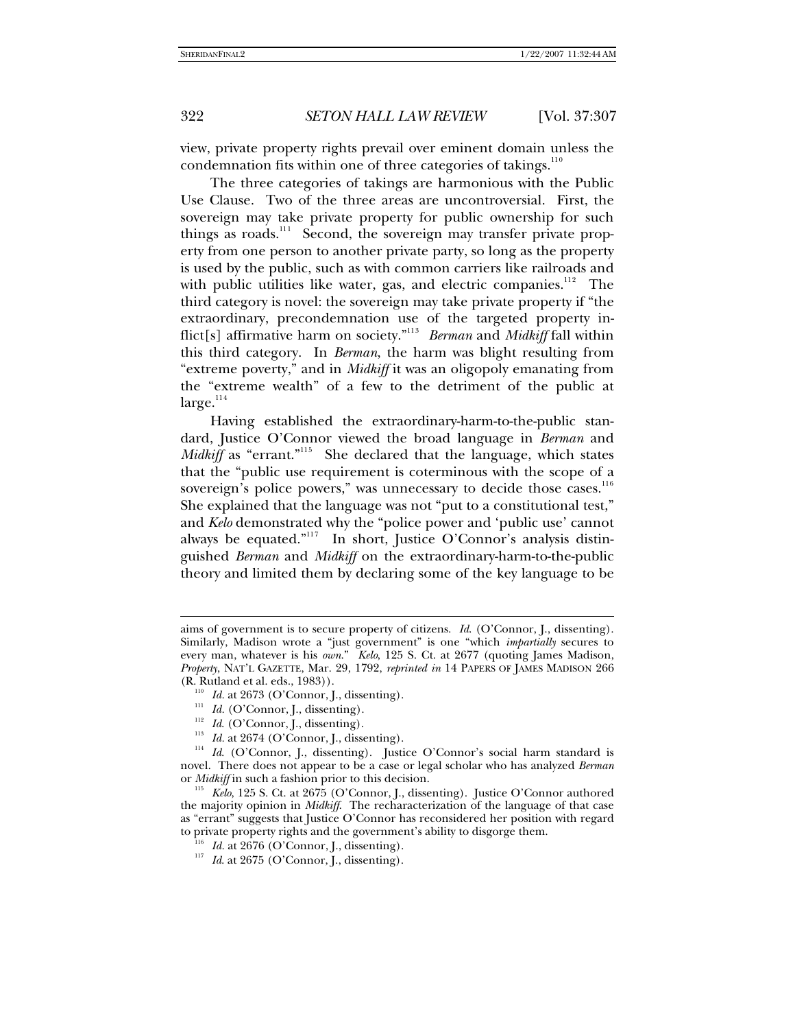view, private property rights prevail over eminent domain unless the condemnation fits within one of three categories of takings.[110]

The three categories of takings are harmonious with the Public Use Clause. Two of the three areas are uncontroversial. First, the sovereign may take private property for public ownership for such things as roads.[111] Second, the sovereign may transfer private property from one person to another private party, so long as the property is used by the public, such as with common carriers like railroads and with public utilities like water, gas, and electric companies.[112] The third category is novel: the sovereign may take private property if "the extraordinary, precondemnation use of the targeted property inflict[s] affirmative harm on society."[113] *Berman* and *Midkiff* fall within this third category. In *Berman*, the harm was blight resulting from "extreme poverty," and in *Midkiff* it was an oligopoly emanating from the "extreme wealth" of a few to the detriment of the public at large.[114]

Having established the extraordinary-harm-to-the-public standard, Justice O'Connor viewed the broad language in *Berman* and *Midkiff* as "errant."[115] She declared that the language, which states that the "public use requirement is coterminous with the scope of a sovereign's police powers," was unnecessary to decide those cases.[116] She explained that the language was not "put to a constitutional test," and *Kelo* demonstrated why the "police power and 'public use' cannot always be equated."[117] In short, Justice O'Connor's analysis distinguished *Berman* and *Midkiff* on the extraordinary-harm-to-the-public theory and limited them by declaring some of the key language to be

---

aims of government is to secure property of citizens. *Id.* (O'Connor, J., dissenting). Similarly, Madison wrote a "just government" is one "which *impartially* secures to every man, whatever is his *own*." *Kelo*, 125 S. Ct. at 2677 (quoting James Madison, *Property*, NAT'L GAZETTE, Mar. 29, 1792, *reprinted in* 14 PAPERS OF JAMES MADISON 266 (R. Rutland et al. eds., 1983)).

[110] *Id.* at 2673 (O'Connor, J., dissenting).

[111] *Id.* (O'Connor, J., dissenting).

[112] *Id.* (O'Connor, J., dissenting).

[113] *Id.* at 2674 (O'Connor, J., dissenting).

[114] *Id.* (O'Connor, J., dissenting). Justice O'Connor's social harm standard is novel. There does not appear to be a case or legal scholar who has analyzed *Berman* or *Midkiff* in such a fashion prior to this decision.

[115] *Kelo*, 125 S. Ct. at 2675 (O'Connor, J., dissenting). Justice O'Connor authored the majority opinion in *Midkiff*. The recharacterization of the language of that case as "errant" suggests that Justice O'Connor has reconsidered her position with regard to private property rights and the government's ability to disgorge them.

[116] *Id.* at 2676 (O'Connor, J., dissenting).

[117] *Id.* at 2675 (O'Connor, J., dissenting).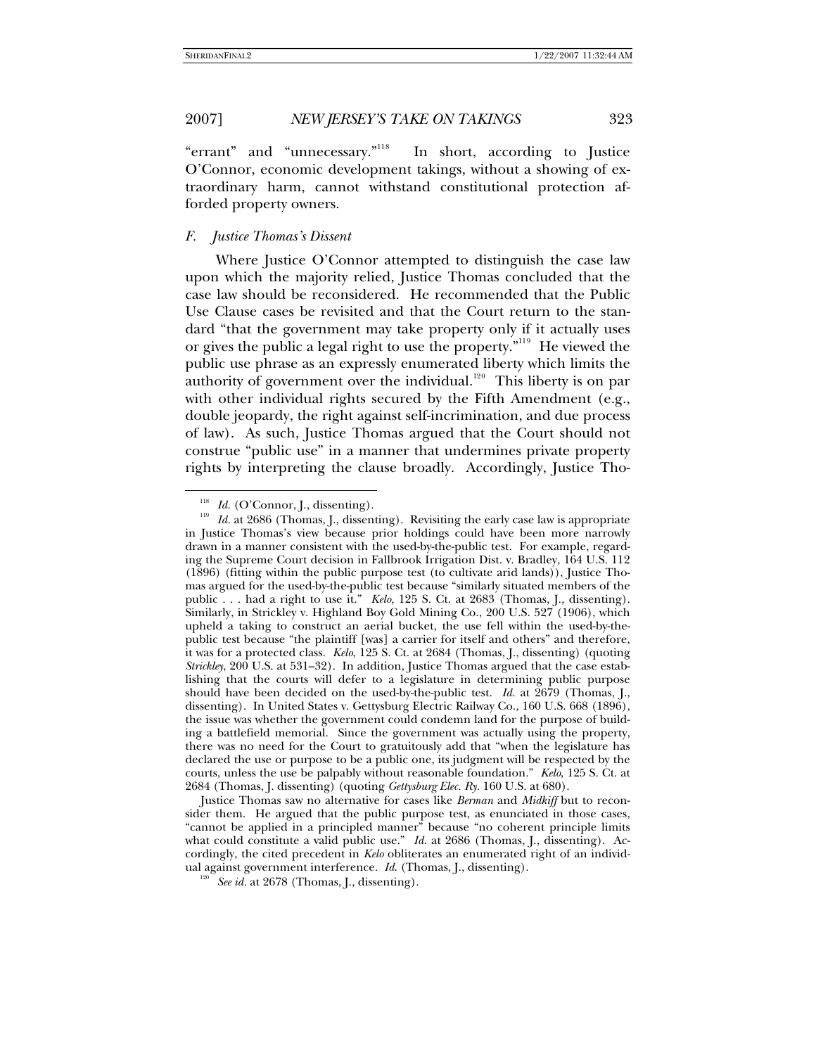"errant" and "unnecessary."[118] In short, according to Justice O'Connor, economic development takings, without a showing of extraordinary harm, cannot withstand constitutional protection afforded property owners.

### *F. Justice Thomas's Dissent*

Where Justice O'Connor attempted to distinguish the case law upon which the majority relied, Justice Thomas concluded that the case law should be reconsidered. He recommended that the Public Use Clause cases be revisited and that the Court return to the standard "that the government may take property only if it actually uses or gives the public a legal right to use the property."[119] He viewed the public use phrase as an expressly enumerated liberty which limits the authority of government over the individual.[120] This liberty is on par with other individual rights secured by the Fifth Amendment (e.g., double jeopardy, the right against self-incrimination, and due process of law). As such, Justice Thomas argued that the Court should not construe "public use" in a manner that undermines private property rights by interpreting the clause broadly. Accordingly, Justice Tho-

---

[118] *Id.* (O'Connor, J., dissenting).

[119] *Id.* at 2686 (Thomas, J., dissenting). Revisiting the early case law is appropriate in Justice Thomas's view because prior holdings could have been more narrowly drawn in a manner consistent with the used-by-the-public test. For example, regarding the Supreme Court decision in Fallbrook Irrigation Dist. v. Bradley, 164 U.S. 112 (1896) (fitting within the public purpose test (to cultivate arid lands)), Justice Thomas argued for the used-by-the-public test because "similarly situated members of the public . . . had a right to use it." *Kelo*, 125 S. Ct. at 2683 (Thomas, J., dissenting). Similarly, in Strickley v. Highland Boy Gold Mining Co., 200 U.S. 527 (1906), which upheld a taking to construct an aerial bucket, the use fell within the used-by-the-public test because "the plaintiff [was] a carrier for itself and others" and therefore, it was for a protected class. *Kelo*, 125 S. Ct. at 2684 (Thomas, J., dissenting) (quoting *Strickley*, 200 U.S. at 531–32). In addition, Justice Thomas argued that the case establishing that the courts will defer to a legislature in determining public purpose should have been decided on the used-by-the-public test. *Id.* at 2679 (Thomas, J., dissenting). In United States v. Gettysburg Electric Railway Co., 160 U.S. 668 (1896), the issue was whether the government could condemn land for the purpose of building a battlefield memorial. Since the government was actually using the property, there was no need for the Court to gratuitously add that "when the legislature has declared the use or purpose to be a public one, its judgment will be respected by the courts, unless the use be palpably without reasonable foundation." *Kelo*, 125 S. Ct. at 2684 (Thomas, J. dissenting) (quoting *Gettysburg Elec. Ry.* 160 U.S. at 680).

Justice Thomas saw no alternative for cases like *Berman* and *Midkiff* but to reconsider them. He argued that the public purpose test, as enunciated in those cases, "cannot be applied in a principled manner" because "no coherent principle limits what could constitute a valid public use." *Id.* at 2686 (Thomas, J., dissenting). Accordingly, the cited precedent in *Kelo* obliterates an enumerated right of an individual against government interference. *Id.* (Thomas, J., dissenting).

[120] *See id.* at 2678 (Thomas, J., dissenting).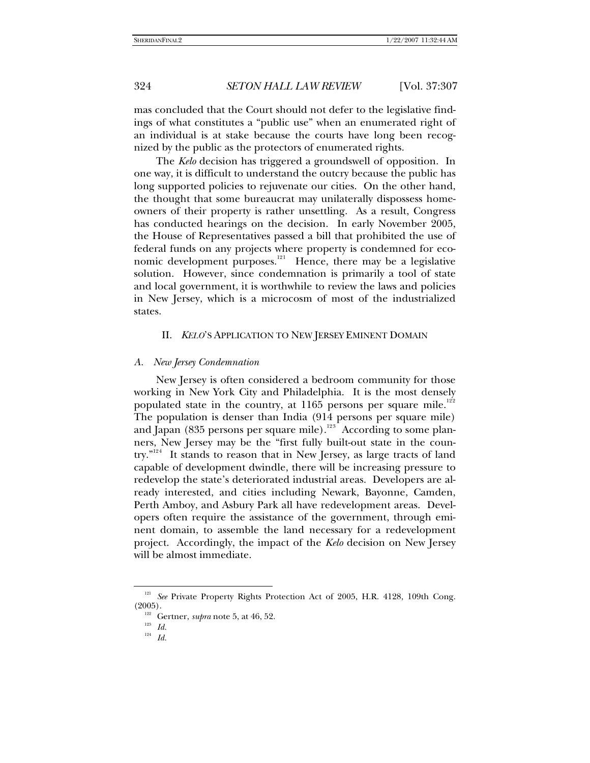mas concluded that the Court should not defer to the legislative findings of what constitutes a "public use" when an enumerated right of an individual is at stake because the courts have long been recognized by the public as the protectors of enumerated rights.

The *Kelo* decision has triggered a groundswell of opposition. In one way, it is difficult to understand the outcry because the public has long supported policies to rejuvenate our cities. On the other hand, the thought that some bureaucrat may unilaterally dispossess homeowners of their property is rather unsettling. As a result, Congress has conducted hearings on the decision. In early November 2005, the House of Representatives passed a bill that prohibited the use of federal funds on any projects where property is condemned for economic development purposes.[121] Hence, there may be a legislative solution. However, since condemnation is primarily a tool of state and local government, it is worthwhile to review the laws and policies in New Jersey, which is a microcosm of most of the industrialized states.

## II. *KELO*'S APPLICATION TO NEW JERSEY EMINENT DOMAIN

### A. *New Jersey Condemnation*

New Jersey is often considered a bedroom community for those working in New York City and Philadelphia. It is the most densely populated state in the country, at 1165 persons per square mile.[122] The population is denser than India (914 persons per square mile) and Japan (835 persons per square mile).[123] According to some planners, New Jersey may be the "first fully built-out state in the country."[124] It stands to reason that in New Jersey, as large tracts of land capable of development dwindle, there will be increasing pressure to redevelop the state's deteriorated industrial areas. Developers are already interested, and cities including Newark, Bayonne, Camden, Perth Amboy, and Asbury Park all have redevelopment areas. Developers often require the assistance of the government, through eminent domain, to assemble the land necessary for a redevelopment project. Accordingly, the impact of the *Kelo* decision on New Jersey will be almost immediate.

---

[121] *See* Private Property Rights Protection Act of 2005, H.R. 4128, 109th Cong. (2005).

[122] Gertner, *supra* note 5, at 46, 52.

[123] *Id.*

[124] *Id.*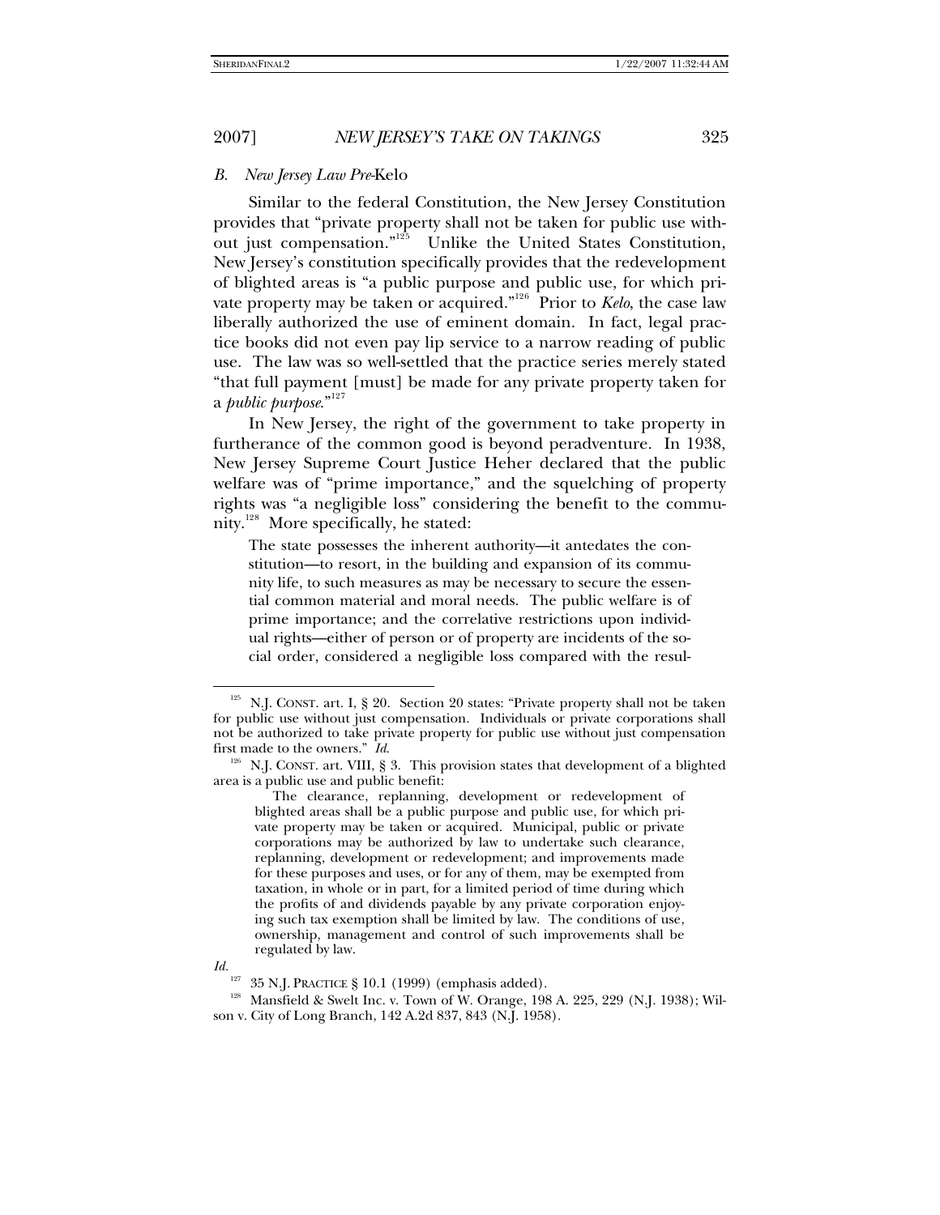### *B. New Jersey Law Pre-*Kelo

Similar to the federal Constitution, the New Jersey Constitution provides that "private property shall not be taken for public use without just compensation."[125] Unlike the United States Constitution, New Jersey's constitution specifically provides that the redevelopment of blighted areas is "a public purpose and public use, for which private property may be taken or acquired."[126] Prior to *Kelo*, the case law liberally authorized the use of eminent domain. In fact, legal practice books did not even pay lip service to a narrow reading of public use. The law was so well-settled that the practice series merely stated "that full payment [must] be made for any private property taken for a *public purpose*."[127]

In New Jersey, the right of the government to take property in furtherance of the common good is beyond peradventure. In 1938, New Jersey Supreme Court Justice Heher declared that the public welfare was of "prime importance," and the squelching of property rights was "a negligible loss" considering the benefit to the community.[128] More specifically, he stated:

> The state possesses the inherent authority—it antedates the constitution—to resort, in the building and expansion of its community life, to such measures as may be necessary to secure the essential common material and moral needs. The public welfare is of prime importance; and the correlative restrictions upon individual rights—either of person or of property are incidents of the social order, considered a negligible loss compared with the resul-

---

[125] N.J. CONST. art. I, § 20. Section 20 states: "Private property shall not be taken for public use without just compensation. Individuals or private corporations shall not be authorized to take private property for public use without just compensation first made to the owners." *Id.*

[126] N.J. CONST. art. VIII, § 3. This provision states that development of a blighted area is a public use and public benefit:

> The clearance, replanning, development or redevelopment of blighted areas shall be a public purpose and public use, for which private property may be taken or acquired. Municipal, public or private corporations may be authorized by law to undertake such clearance, replanning, development or redevelopment; and improvements made for these purposes and uses, or for any of them, may be exempted from taxation, in whole or in part, for a limited period of time during which the profits of and dividends payable by any private corporation enjoying such tax exemption shall be limited by law. The conditions of use, ownership, management and control of such improvements shall be regulated by law.

*Id.*

[127] 35 N.J. PRACTICE § 10.1 (1999) (emphasis added).

[128] Mansfield & Swelt Inc. v. Town of W. Orange, 198 A. 225, 229 (N.J. 1938); Wilson v. City of Long Branch, 142 A.2d 837, 843 (N.J. 1958).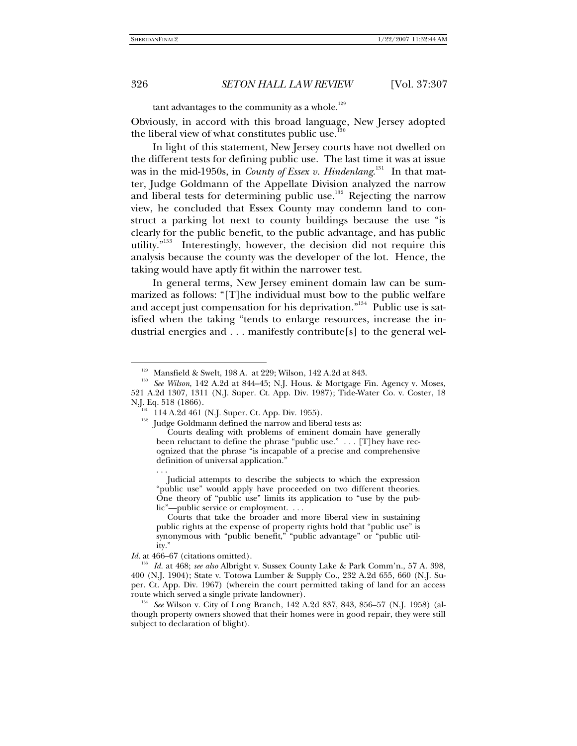tant advantages to the community as a whole.[129]

Obviously, in accord with this broad language, New Jersey adopted the liberal view of what constitutes public use.[130]

In light of this statement, New Jersey courts have not dwelled on the different tests for defining public use. The last time it was at issue was in the mid-1950s, in *County of Essex v. Hindenlang*.[131] In that matter, Judge Goldmann of the Appellate Division analyzed the narrow and liberal tests for determining public use.[132] Rejecting the narrow view, he concluded that Essex County may condemn land to construct a parking lot next to county buildings because the use "is clearly for the public benefit, to the public advantage, and has public utility."[133] Interestingly, however, the decision did not require this analysis because the county was the developer of the lot. Hence, the taking would have aptly fit within the narrower test.

In general terms, New Jersey eminent domain law can be summarized as follows: "[T]he individual must bow to the public welfare and accept just compensation for his deprivation."[134] Public use is satisfied when the taking "tends to enlarge resources, increase the industrial energies and . . . manifestly contribute[s] to the general wel-

---

[129] Mansfield & Swelt, 198 A. at 229; Wilson, 142 A.2d at 843.

[130] *See Wilson*, 142 A.2d at 844–45; N.J. Hous. & Mortgage Fin. Agency v. Moses, 521 A.2d 1307, 1311 (N.J. Super. Ct. App. Div. 1987); Tide-Water Co. v. Coster, 18 N.J. Eq. 518 (1866).

[131] 114 A.2d 461 (N.J. Super. Ct. App. Div. 1955).

[132] Judge Goldmann defined the narrow and liberal tests as:

> Courts dealing with problems of eminent domain have generally been reluctant to define the phrase "public use." . . . [T]hey have recognized that the phrase "is incapable of a precise and comprehensive definition of universal application."
>
> . . .
>
> Judicial attempts to describe the subjects to which the expression "public use" would apply have proceeded on two different theories. One theory of "public use" limits its application to "use by the public"—public service or employment. . . .
>
> Courts that take the broader and more liberal view in sustaining public rights at the expense of property rights hold that "public use" is synonymous with "public benefit," "public advantage" or "public utility."

*Id.* at 466–67 (citations omitted).

[133] *Id.* at 468; *see also* Albright v. Sussex County Lake & Park Comm'n., 57 A. 398, 400 (N.J. 1904); State v. Totowa Lumber & Supply Co., 232 A.2d 655, 660 (N.J. Super. Ct. App. Div. 1967) (wherein the court permitted taking of land for an access route which served a single private landowner).

[134] *See* Wilson v. City of Long Branch, 142 A.2d 837, 843, 856–57 (N.J. 1958) (although property owners showed that their homes were in good repair, they were still subject to declaration of blight).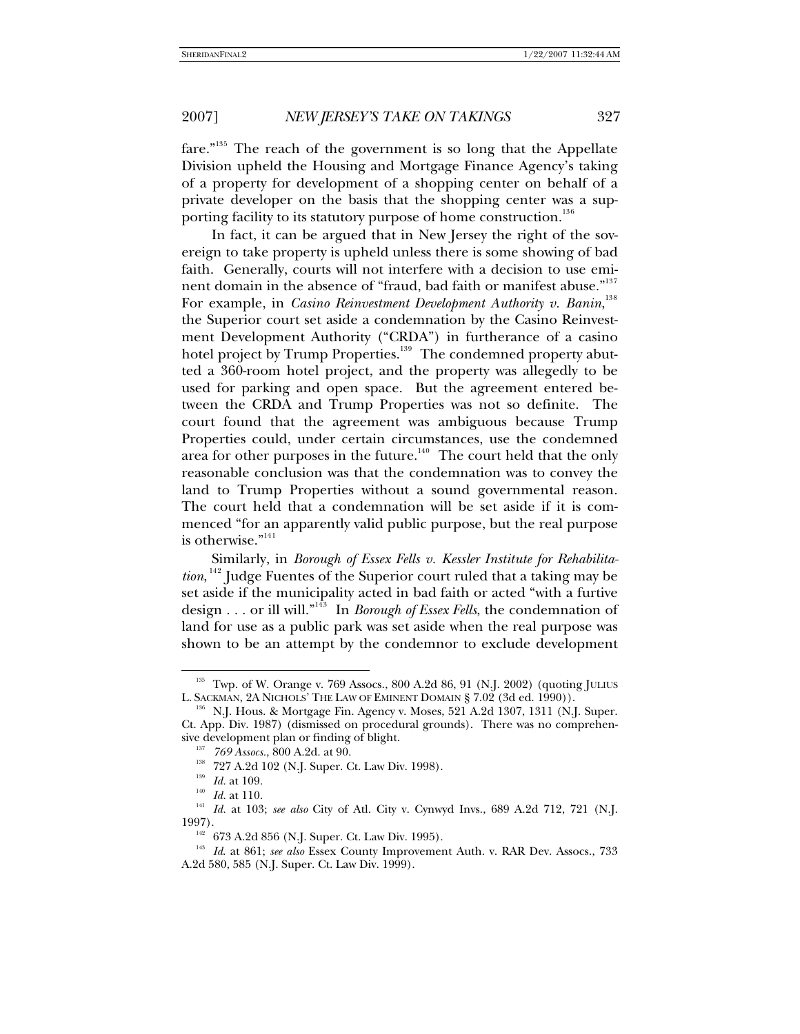fare."[135] The reach of the government is so long that the Appellate Division upheld the Housing and Mortgage Finance Agency's taking of a property for development of a shopping center on behalf of a private developer on the basis that the shopping center was a supporting facility to its statutory purpose of home construction.[136]

In fact, it can be argued that in New Jersey the right of the sovereign to take property is upheld unless there is some showing of bad faith. Generally, courts will not interfere with a decision to use eminent domain in the absence of "fraud, bad faith or manifest abuse."[137] For example, in *Casino Reinvestment Development Authority v. Banin*,[138] the Superior court set aside a condemnation by the Casino Reinvestment Development Authority ("CRDA") in furtherance of a casino hotel project by Trump Properties.[139] The condemned property abutted a 360-room hotel project, and the property was allegedly to be used for parking and open space. But the agreement entered between the CRDA and Trump Properties was not so definite. The court found that the agreement was ambiguous because Trump Properties could, under certain circumstances, use the condemned area for other purposes in the future.[140] The court held that the only reasonable conclusion was that the condemnation was to convey the land to Trump Properties without a sound governmental reason. The court held that a condemnation will be set aside if it is commenced "for an apparently valid public purpose, but the real purpose is otherwise."[141]

Similarly, in *Borough of Essex Fells v. Kessler Institute for Rehabilitation*,[142] Judge Fuentes of the Superior court ruled that a taking may be set aside if the municipality acted in bad faith or acted "with a furtive design . . . or ill will."[143] In *Borough of Essex Fells*, the condemnation of land for use as a public park was set aside when the real purpose was shown to be an attempt by the condemnor to exclude development

---

[135] Twp. of W. Orange v. 769 Assocs., 800 A.2d 86, 91 (N.J. 2002) (quoting JULIUS L. SACKMAN, 2A NICHOLS' THE LAW OF EMINENT DOMAIN § 7.02 (3d ed. 1990)).

[136] N.J. Hous. & Mortgage Fin. Agency v. Moses, 521 A.2d 1307, 1311 (N.J. Super. Ct. App. Div. 1987) (dismissed on procedural grounds). There was no comprehensive development plan or finding of blight.

[137] *769 Assocs.*, 800 A.2d. at 90.

[138] 727 A.2d 102 (N.J. Super. Ct. Law Div. 1998).

[139] *Id.* at 109.

[140] *Id.* at 110.

[141] *Id.* at 103; *see also* City of Atl. City v. Cynwyd Invs., 689 A.2d 712, 721 (N.J. 1997).

[142] 673 A.2d 856 (N.J. Super. Ct. Law Div. 1995).

[143] *Id.* at 861; *see also* Essex County Improvement Auth. v. RAR Dev. Assocs., 733 A.2d 580, 585 (N.J. Super. Ct. Law Div. 1999).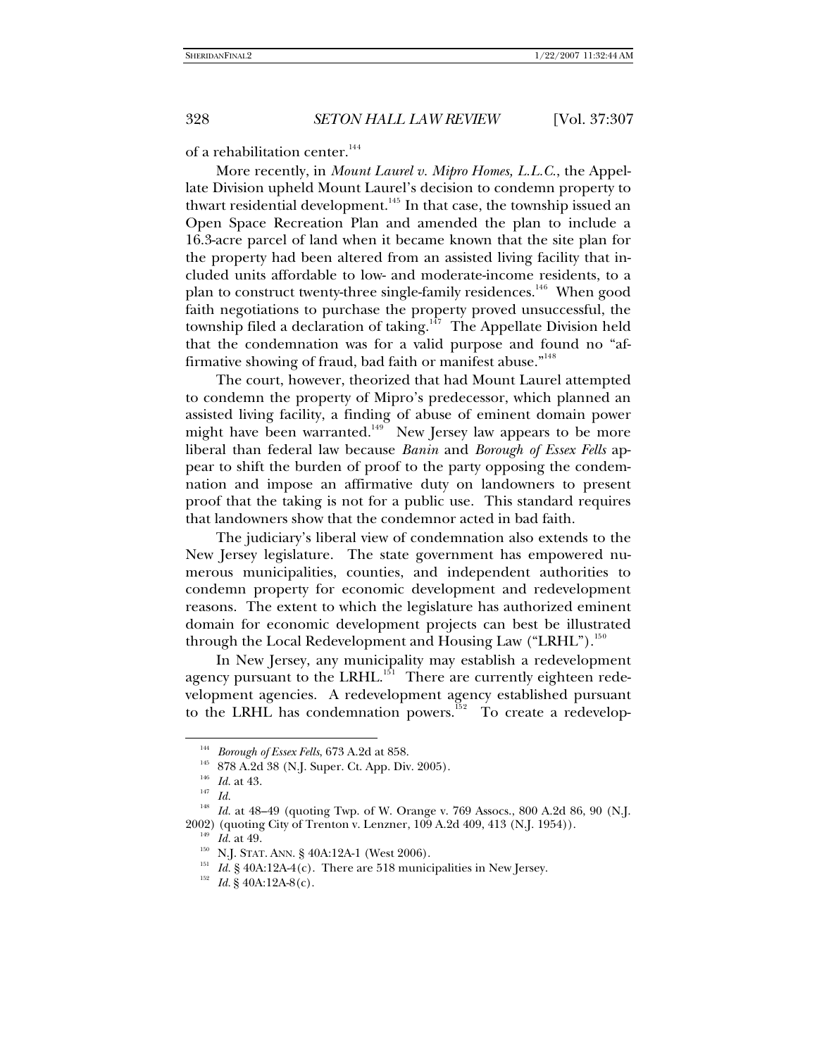of a rehabilitation center.[144]

More recently, in *Mount Laurel v. Mipro Homes, L.L.C.*, the Appellate Division upheld Mount Laurel's decision to condemn property to thwart residential development.[145] In that case, the township issued an Open Space Recreation Plan and amended the plan to include a 16.3-acre parcel of land when it became known that the site plan for the property had been altered from an assisted living facility that included units affordable to low- and moderate-income residents, to a plan to construct twenty-three single-family residences.[146] When good faith negotiations to purchase the property proved unsuccessful, the township filed a declaration of taking.[147] The Appellate Division held that the condemnation was for a valid purpose and found no "affirmative showing of fraud, bad faith or manifest abuse."[148]

The court, however, theorized that had Mount Laurel attempted to condemn the property of Mipro's predecessor, which planned an assisted living facility, a finding of abuse of eminent domain power might have been warranted.[149] New Jersey law appears to be more liberal than federal law because *Banin* and *Borough of Essex Fells* appear to shift the burden of proof to the party opposing the condemnation and impose an affirmative duty on landowners to present proof that the taking is not for a public use. This standard requires that landowners show that the condemnor acted in bad faith.

The judiciary's liberal view of condemnation also extends to the New Jersey legislature. The state government has empowered numerous municipalities, counties, and independent authorities to condemn property for economic development and redevelopment reasons. The extent to which the legislature has authorized eminent domain for economic development projects can best be illustrated through the Local Redevelopment and Housing Law ("LRHL").[150]

In New Jersey, any municipality may establish a redevelopment agency pursuant to the LRHL.[151] There are currently eighteen redevelopment agencies. A redevelopment agency established pursuant to the LRHL has condemnation powers.[152] To create a redevelop-

---

[144] *Borough of Essex Fells*, 673 A.2d at 858.

[145] 878 A.2d 38 (N.J. Super. Ct. App. Div. 2005).

[146] *Id.* at 43.

[147] *Id.*

[148] *Id.* at 48–49 (quoting Twp. of W. Orange v. 769 Assocs., 800 A.2d 86, 90 (N.J. 2002) (quoting City of Trenton v. Lenzner, 109 A.2d 409, 413 (N.J. 1954)).

[149] *Id.* at 49.

[150] N.J. STAT. ANN. § 40A:12A-1 (West 2006).

[151] *Id.* § 40A:12A-4(c). There are 518 municipalities in New Jersey.

[152] *Id.* § 40A:12A-8(c).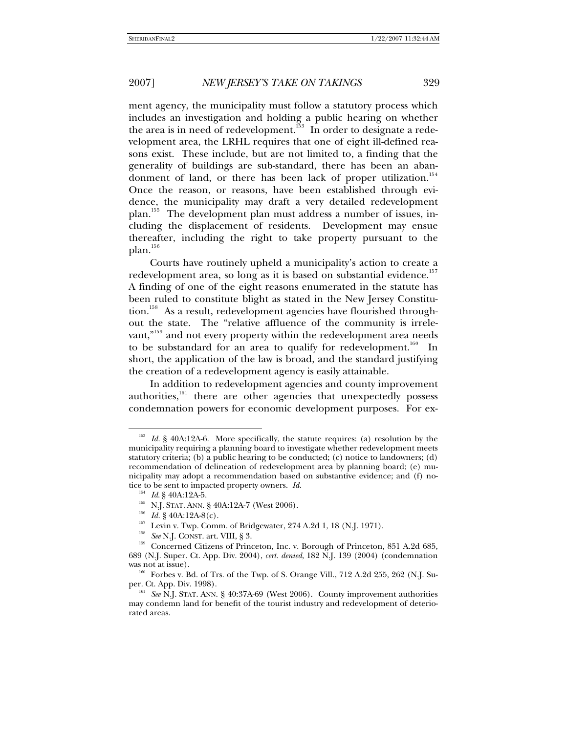ment agency, the municipality must follow a statutory process which includes an investigation and holding a public hearing on whether the area is in need of redevelopment.[153] In order to designate a redevelopment area, the LRHL requires that one of eight ill-defined reasons exist. These include, but are not limited to, a finding that the generality of buildings are sub-standard, there has been an abandonment of land, or there has been lack of proper utilization.[154] Once the reason, or reasons, have been established through evidence, the municipality may draft a very detailed redevelopment plan.[155] The development plan must address a number of issues, including the displacement of residents. Development may ensue thereafter, including the right to take property pursuant to the plan.[156]

Courts have routinely upheld a municipality's action to create a redevelopment area, so long as it is based on substantial evidence.[157] A finding of one of the eight reasons enumerated in the statute has been ruled to constitute blight as stated in the New Jersey Constitution.[158] As a result, redevelopment agencies have flourished throughout the state. The "relative affluence of the community is irrelevant,"[159] and not every property within the redevelopment area needs to be substandard for an area to qualify for redevelopment.[160] In short, the application of the law is broad, and the standard justifying the creation of a redevelopment agency is easily attainable.

In addition to redevelopment agencies and county improvement authorities,[161] there are other agencies that unexpectedly possess condemnation powers for economic development purposes. For ex-

---

[153] *Id.* § 40A:12A-6. More specifically, the statute requires: (a) resolution by the municipality requiring a planning board to investigate whether redevelopment meets statutory criteria; (b) a public hearing to be conducted; (c) notice to landowners; (d) recommendation of delineation of redevelopment area by planning board; (e) municipality may adopt a recommendation based on substantive evidence; and (f) notice to be sent to impacted property owners. *Id.*

[154] *Id.* § 40A:12A-5.

[155] N.J. STAT. ANN. § 40A:12A-7 (West 2006).

[156] *Id.* § 40A:12A-8(c).

[157] Levin v. Twp. Comm. of Bridgewater, 274 A.2d 1, 18 (N.J. 1971).

[158] *See* N.J. CONST. art. VIII, § 3.

[159] Concerned Citizens of Princeton, Inc. v. Borough of Princeton, 851 A.2d 685, 689 (N.J. Super. Ct. App. Div. 2004), *cert. denied*, 182 N.J. 139 (2004) (condemnation was not at issue).

[160] Forbes v. Bd. of Trs. of the Twp. of S. Orange Vill., 712 A.2d 255, 262 (N.J. Super. Ct. App. Div. 1998).

[161] *See* N.J. STAT. ANN. § 40:37A-69 (West 2006). County improvement authorities may condemn land for benefit of the tourist industry and redevelopment of deteriorated areas.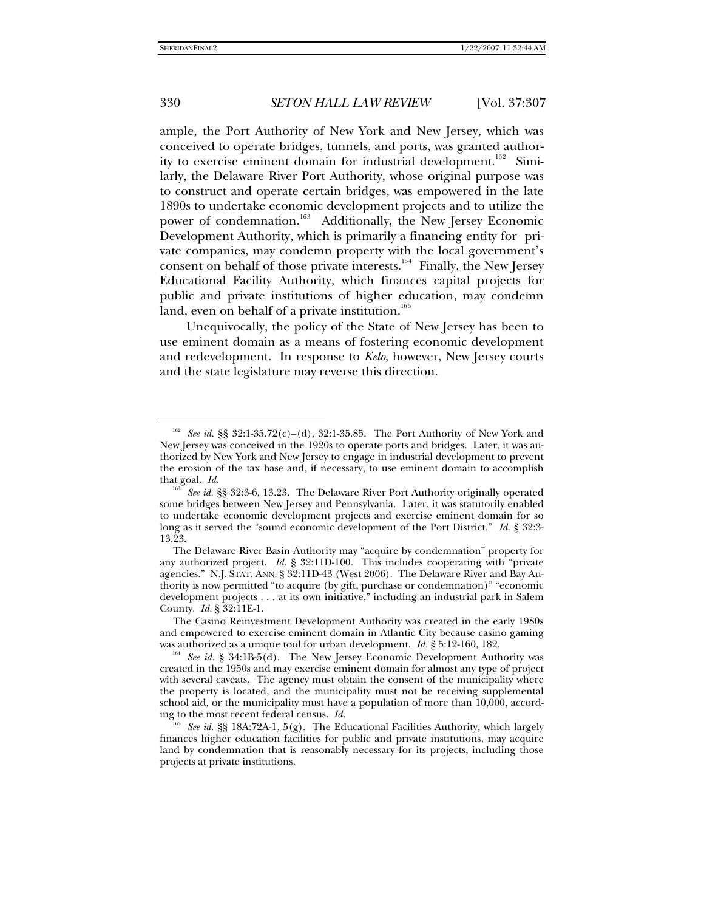ample, the Port Authority of New York and New Jersey, which was conceived to operate bridges, tunnels, and ports, was granted authority to exercise eminent domain for industrial development.[162] Similarly, the Delaware River Port Authority, whose original purpose was to construct and operate certain bridges, was empowered in the late 1890s to undertake economic development projects and to utilize the power of condemnation.[163] Additionally, the New Jersey Economic Development Authority, which is primarily a financing entity for private companies, may condemn property with the local government's consent on behalf of those private interests.[164] Finally, the New Jersey Educational Facility Authority, which finances capital projects for public and private institutions of higher education, may condemn land, even on behalf of a private institution.[165]

Unequivocally, the policy of the State of New Jersey has been to use eminent domain as a means of fostering economic development and redevelopment. In response to *Kelo*, however, New Jersey courts and the state legislature may reverse this direction.

---

[162] *See id.* §§ 32:1-35.72(c)–(d), 32:1-35.85. The Port Authority of New York and New Jersey was conceived in the 1920s to operate ports and bridges. Later, it was authorized by New York and New Jersey to engage in industrial development to prevent the erosion of the tax base and, if necessary, to use eminent domain to accomplish that goal. *Id.*

[163] *See id.* §§ 32:3-6, 13.23. The Delaware River Port Authority originally operated some bridges between New Jersey and Pennsylvania. Later, it was statutorily enabled to undertake economic development projects and exercise eminent domain for so long as it served the "sound economic development of the Port District." *Id.* § 32:3-13.23.

The Delaware River Basin Authority may "acquire by condemnation" property for any authorized project. *Id.* § 32:11D-100. This includes cooperating with "private agencies." N.J. STAT. ANN. § 32:11D-43 (West 2006). The Delaware River and Bay Authority is now permitted "to acquire (by gift, purchase or condemnation)" "economic development projects . . . at its own initiative," including an industrial park in Salem County. *Id.* § 32:11E-1.

The Casino Reinvestment Development Authority was created in the early 1980s and empowered to exercise eminent domain in Atlantic City because casino gaming was authorized as a unique tool for urban development. *Id.* § 5:12-160, 182.

[164] *See id.* § 34:1B-5(d). The New Jersey Economic Development Authority was created in the 1950s and may exercise eminent domain for almost any type of project with several caveats. The agency must obtain the consent of the municipality where the property is located, and the municipality must not be receiving supplemental school aid, or the municipality must have a population of more than 10,000, according to the most recent federal census. *Id.*

[165] *See id.* §§ 18A:72A-1, 5(g). The Educational Facilities Authority, which largely finances higher education facilities for public and private institutions, may acquire land by condemnation that is reasonably necessary for its projects, including those projects at private institutions.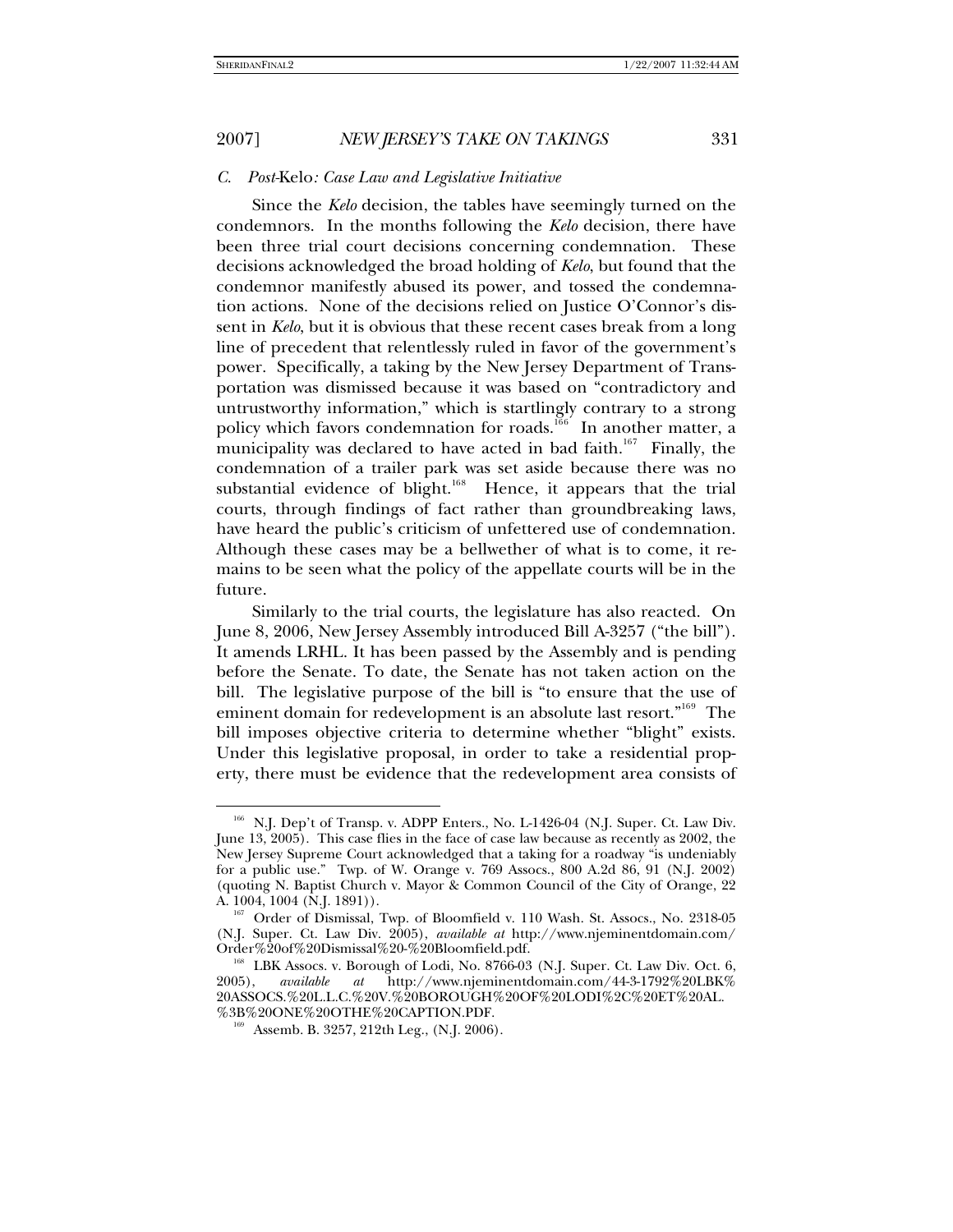### *C. Post-*Kelo*: Case Law and Legislative Initiative*

Since the *Kelo* decision, the tables have seemingly turned on the condemnors. In the months following the *Kelo* decision, there have been three trial court decisions concerning condemnation. These decisions acknowledged the broad holding of *Kelo*, but found that the condemnor manifestly abused its power, and tossed the condemnation actions. None of the decisions relied on Justice O'Connor's dissent in *Kelo*, but it is obvious that these recent cases break from a long line of precedent that relentlessly ruled in favor of the government's power. Specifically, a taking by the New Jersey Department of Transportation was dismissed because it was based on "contradictory and untrustworthy information," which is startlingly contrary to a strong policy which favors condemnation for roads.[166] In another matter, a municipality was declared to have acted in bad faith.[167] Finally, the condemnation of a trailer park was set aside because there was no substantial evidence of blight.[168] Hence, it appears that the trial courts, through findings of fact rather than groundbreaking laws, have heard the public's criticism of unfettered use of condemnation. Although these cases may be a bellwether of what is to come, it remains to be seen what the policy of the appellate courts will be in the future.

Similarly to the trial courts, the legislature has also reacted. On June 8, 2006, New Jersey Assembly introduced Bill A-3257 ("the bill"). It amends LRHL. It has been passed by the Assembly and is pending before the Senate. To date, the Senate has not taken action on the bill. The legislative purpose of the bill is "to ensure that the use of eminent domain for redevelopment is an absolute last resort."[169] The bill imposes objective criteria to determine whether "blight" exists. Under this legislative proposal, in order to take a residential property, there must be evidence that the redevelopment area consists of

---

[166] N.J. Dep't of Transp. v. ADPP Enters., No. L-1426-04 (N.J. Super. Ct. Law Div. June 13, 2005). This case flies in the face of case law because as recently as 2002, the New Jersey Supreme Court acknowledged that a taking for a roadway "is undeniably for a public use." Twp. of W. Orange v. 769 Assocs., 800 A.2d 86, 91 (N.J. 2002) (quoting N. Baptist Church v. Mayor & Common Council of the City of Orange, 22 A. 1004, 1004 (N.J. 1891)).

[167] Order of Dismissal, Twp. of Bloomfield v. 110 Wash. St. Assocs., No. 2318-05 (N.J. Super. Ct. Law Div. 2005), *available at* http://www.njeminentdomain.com/Order%20of%20Dismissal%20-%20Bloomfield.pdf.

[168] LBK Assocs. v. Borough of Lodi, No. 8766-03 (N.J. Super. Ct. Law Div. Oct. 6, 2005), *available at* http://www.njeminentdomain.com/44-3-1792%20LBK%20ASSOCS.%20L.L.C.%20V.%20BOROUGH%20OF%20LODI%2C%20ET%20AL.%3B%20ONE%20OTHE%20CAPTION.PDF.

[169] Assemb. B. 3257, 212th Leg., (N.J. 2006).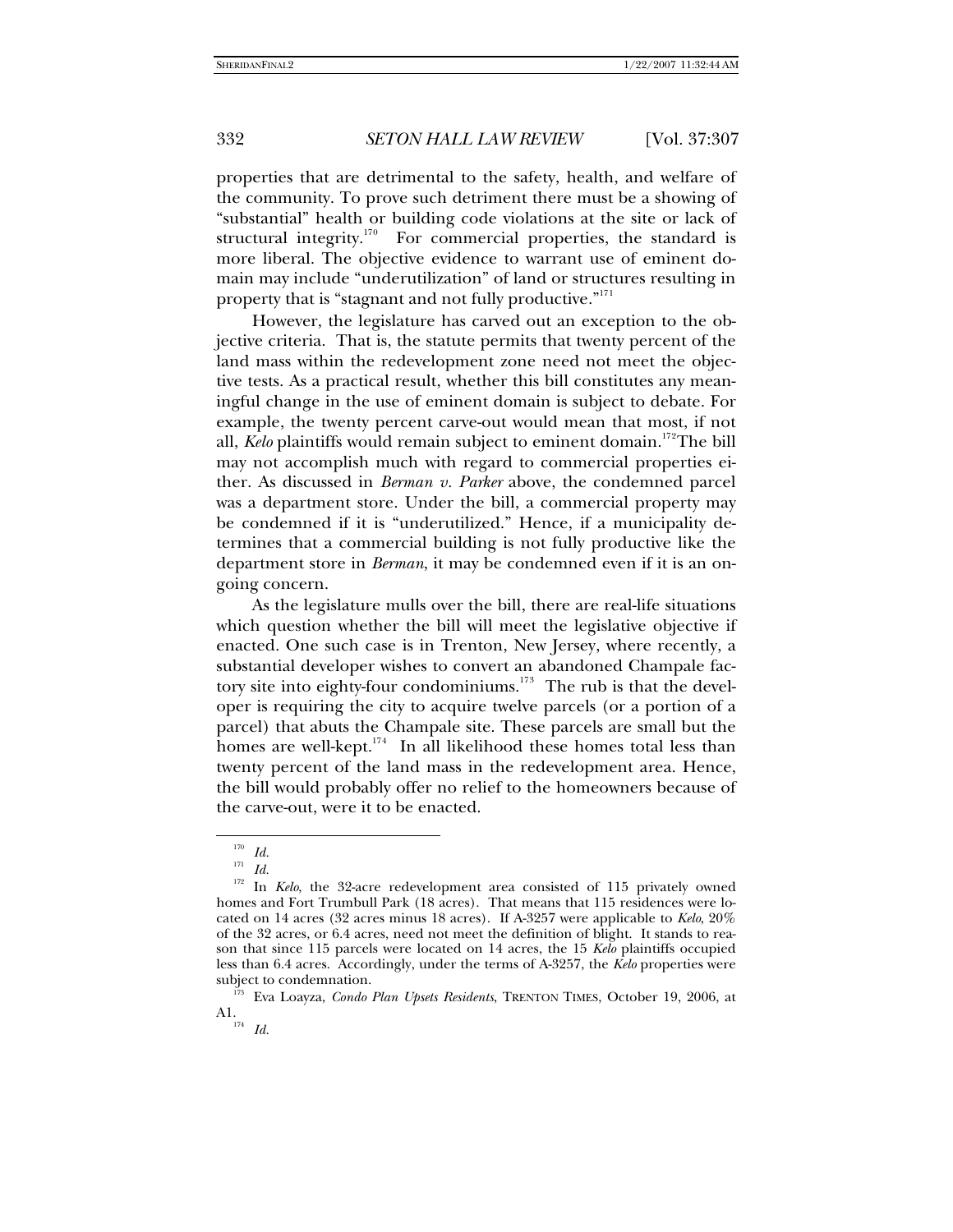properties that are detrimental to the safety, health, and welfare of the community. To prove such detriment there must be a showing of "substantial" health or building code violations at the site or lack of structural integrity.[170] For commercial properties, the standard is more liberal. The objective evidence to warrant use of eminent domain may include "underutilization" of land or structures resulting in property that is "stagnant and not fully productive."[171]

However, the legislature has carved out an exception to the objective criteria. That is, the statute permits that twenty percent of the land mass within the redevelopment zone need not meet the objective tests. As a practical result, whether this bill constitutes any meaningful change in the use of eminent domain is subject to debate. For example, the twenty percent carve-out would mean that most, if not all, *Kelo* plaintiffs would remain subject to eminent domain.[172] The bill may not accomplish much with regard to commercial properties either. As discussed in *Berman v. Parker* above, the condemned parcel was a department store. Under the bill, a commercial property may be condemned if it is "underutilized." Hence, if a municipality determines that a commercial building is not fully productive like the department store in *Berman*, it may be condemned even if it is an ongoing concern.

As the legislature mulls over the bill, there are real-life situations which question whether the bill will meet the legislative objective if enacted. One such case is in Trenton, New Jersey, where recently, a substantial developer wishes to convert an abandoned Champale factory site into eighty-four condominiums.[173] The rub is that the developer is requiring the city to acquire twelve parcels (or a portion of a parcel) that abuts the Champale site. These parcels are small but the homes are well-kept.[174] In all likelihood these homes total less than twenty percent of the land mass in the redevelopment area. Hence, the bill would probably offer no relief to the homeowners because of the carve-out, were it to be enacted.

---

[170] *Id.*

[171] *Id.*

[172] In *Kelo*, the 32-acre redevelopment area consisted of 115 privately owned homes and Fort Trumbull Park (18 acres). That means that 115 residences were located on 14 acres (32 acres minus 18 acres). If A-3257 were applicable to *Kelo*, 20% of the 32 acres, or 6.4 acres, need not meet the definition of blight. It stands to reason that since 115 parcels were located on 14 acres, the 15 *Kelo* plaintiffs occupied less than 6.4 acres. Accordingly, under the terms of A-3257, the *Kelo* properties were subject to condemnation.

[173] Eva Loayza, *Condo Plan Upsets Residents*, TRENTON TIMES, October 19, 2006, at A1.

[174] *Id.*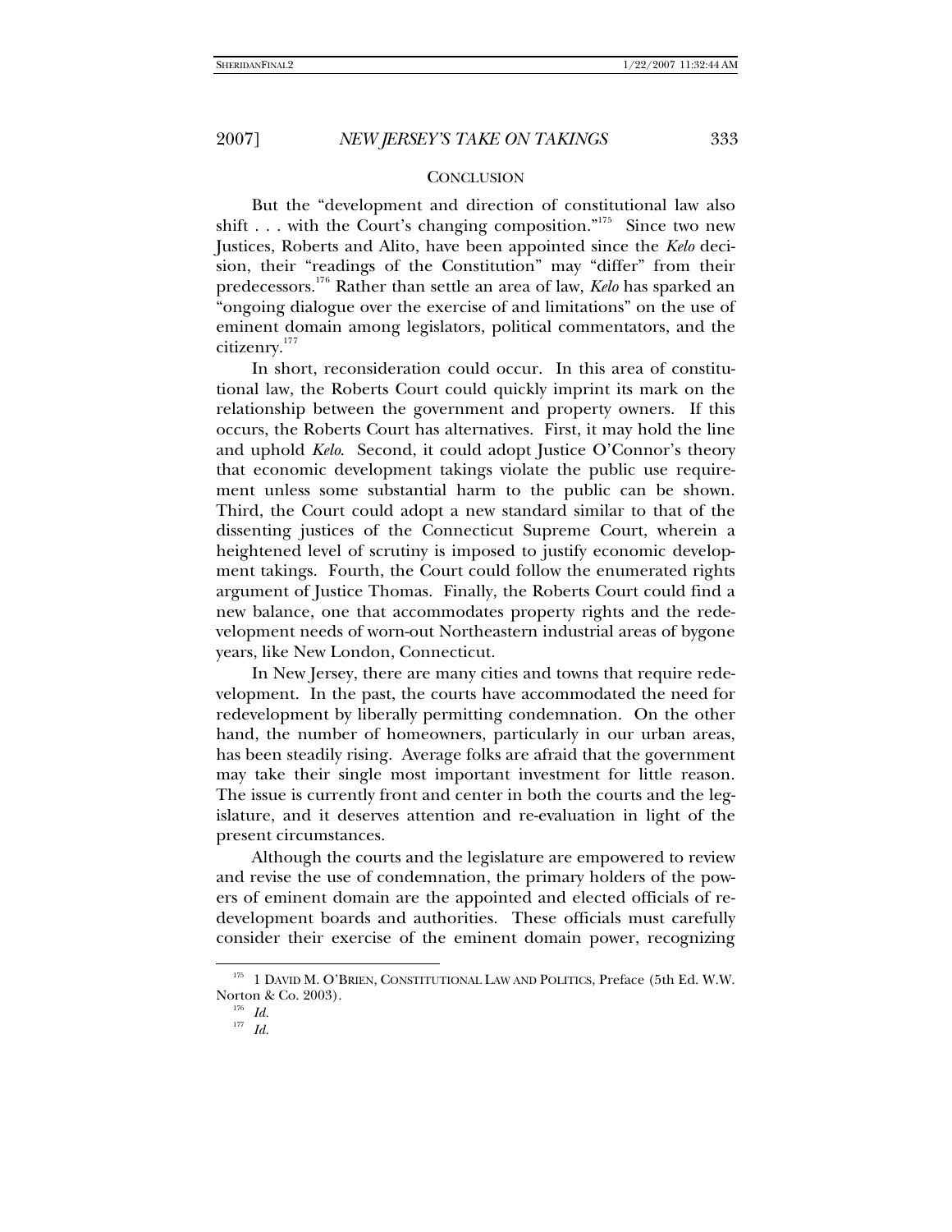## CONCLUSION

But the "development and direction of constitutional law also shift . . . with the Court's changing composition."[175] Since two new Justices, Roberts and Alito, have been appointed since the *Kelo* decision, their "readings of the Constitution" may "differ" from their predecessors.[176] Rather than settle an area of law, *Kelo* has sparked an "ongoing dialogue over the exercise of and limitations" on the use of eminent domain among legislators, political commentators, and the citizenry.[177]

In short, reconsideration could occur. In this area of constitutional law, the Roberts Court could quickly imprint its mark on the relationship between the government and property owners. If this occurs, the Roberts Court has alternatives. First, it may hold the line and uphold *Kelo*. Second, it could adopt Justice O'Connor's theory that economic development takings violate the public use requirement unless some substantial harm to the public can be shown. Third, the Court could adopt a new standard similar to that of the dissenting justices of the Connecticut Supreme Court, wherein a heightened level of scrutiny is imposed to justify economic development takings. Fourth, the Court could follow the enumerated rights argument of Justice Thomas. Finally, the Roberts Court could find a new balance, one that accommodates property rights and the redevelopment needs of worn-out Northeastern industrial areas of bygone years, like New London, Connecticut.

In New Jersey, there are many cities and towns that require redevelopment. In the past, the courts have accommodated the need for redevelopment by liberally permitting condemnation. On the other hand, the number of homeowners, particularly in our urban areas, has been steadily rising. Average folks are afraid that the government may take their single most important investment for little reason. The issue is currently front and center in both the courts and the legislature, and it deserves attention and re-evaluation in light of the present circumstances.

Although the courts and the legislature are empowered to review and revise the use of condemnation, the primary holders of the powers of eminent domain are the appointed and elected officials of redevelopment boards and authorities. These officials must carefully consider their exercise of the eminent domain power, recognizing

---

[175] 1 DAVID M. O'BRIEN, CONSTITUTIONAL LAW AND POLITICS, Preface (5th Ed. W.W. Norton & Co. 2003).

[176] *Id.*

[177] *Id.*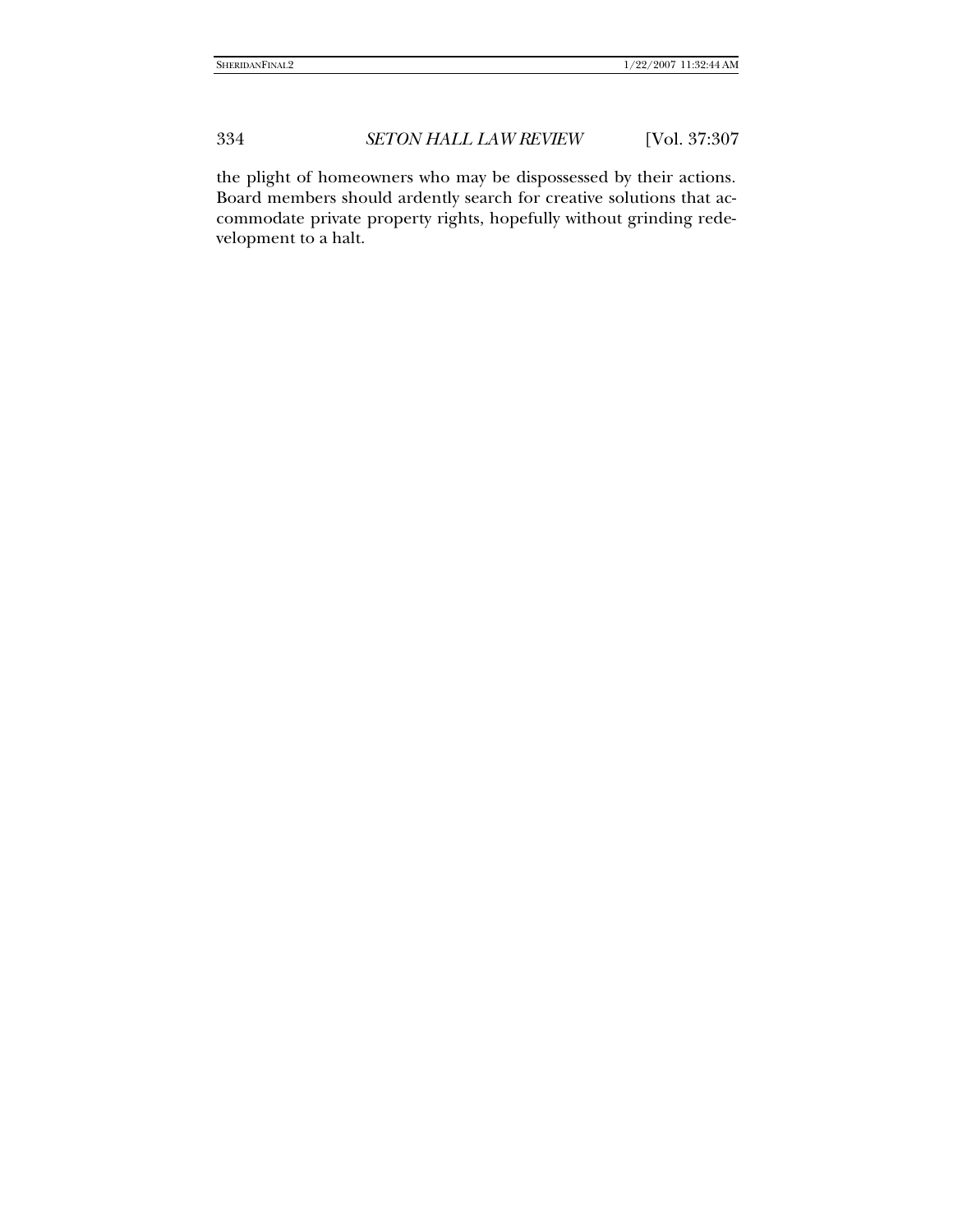the plight of homeowners who may be dispossessed by their actions. Board members should ardently search for creative solutions that accommodate private property rights, hopefully without grinding redevelopment to a halt.